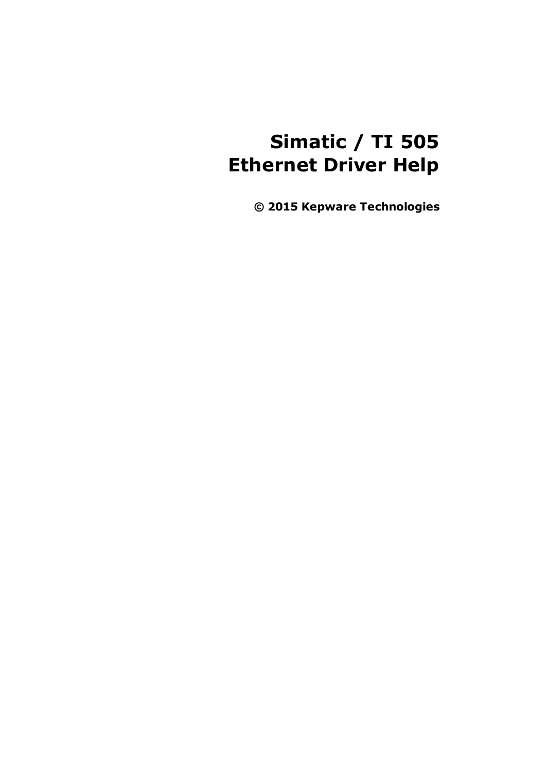# Simatic / TI 505 Ethernet Driver Help

**© 2015 Kepware Technologies**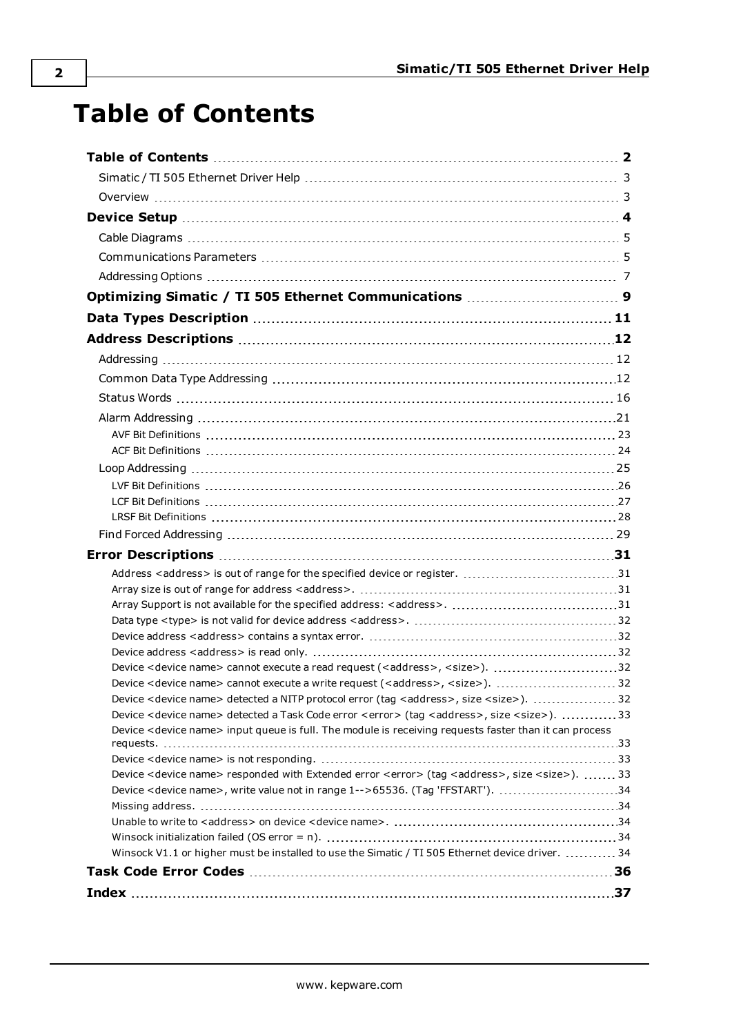# Table of Contents

- **Table of Contents** ... **2**
  - Simatic / TI 505 Ethernet Driver Help ... 3
  - Overview ... 3
- **Device Setup** ... **4**
  - Cable Diagrams ... 5
  - Communications Parameters ... 5
  - Addressing Options ... 7
- **Optimizing Simatic / TI 505 Ethernet Communications** ... **9**
- **Data Types Description** ... **11**
- **Address Descriptions** ... **12**
  - Addressing ... 12
  - Common Data Type Addressing ... 12
  - Status Words ... 16
  - Alarm Addressing ... 21
    - AVF Bit Definitions ... 23
    - ACF Bit Definitions ... 24
  - Loop Addressing ... 25
    - LVF Bit Definitions ... 26
    - LCF Bit Definitions ... 27
    - LRSF Bit Definitions ... 28
  - Find Forced Addressing ... 29
- **Error Descriptions** ... **31**
  - Address <address> is out of range for the specified device or register. ... 31
  - Array size is out of range for address <address>. ... 31
  - Array Support is not available for the specified address: <address>. ... 31
  - Data type <type> is not valid for device address <address>. ... 32
  - Device address <address> contains a syntax error. ... 32
  - Device address <address> is read only. ... 32
  - Device <device name> cannot execute a read request (<address>, <size>). ... 32
  - Device <device name> cannot execute a write request (<address>, <size>). ... 32
  - Device <device name> detected a NITP protocol error (tag <address>, size <size>). ... 32
  - Device <device name> detected a Task Code error <error> (tag <address>, size <size>). ... 33
  - Device <device name> input queue is full. The module is receiving requests faster than it can process requests. ... 33
  - Device <device name> is not responding. ... 33
  - Device <device name> responded with Extended error <error> (tag <address>, size <size>). ... 33
  - Device <device name>, write value not in range 1-->65536. (Tag 'FFSTART'). ... 34
  - Missing address. ... 34
  - Unable to write to <address> on device <device name>. ... 34
  - Winsock initialization failed (OS error = n). ... 34
  - Winsock V1.1 or higher must be installed to use the Simatic / TI 505 Ethernet device driver. ... 34
- **Task Code Error Codes** ... **36**
- **Index** ... **37**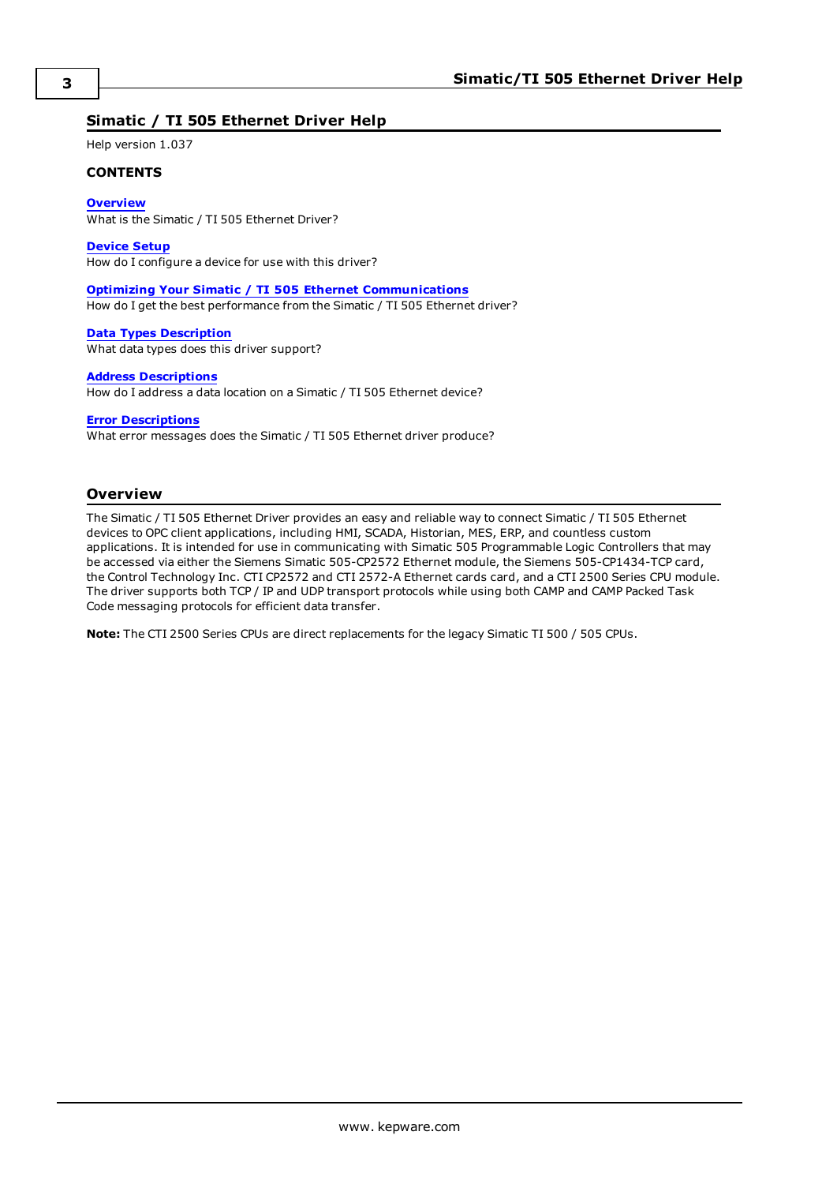# Simatic / TI 505 Ethernet Driver Help

Help version 1.037

**CONTENTS**

**Overview**
What is the Simatic / TI 505 Ethernet Driver?

**Device Setup**
How do I configure a device for use with this driver?

**Optimizing Your Simatic / TI 505 Ethernet Communications**
How do I get the best performance from the Simatic / TI 505 Ethernet driver?

**Data Types Description**
What data types does this driver support?

**Address Descriptions**
How do I address a data location on a Simatic / TI 505 Ethernet device?

**Error Descriptions**
What error messages does the Simatic / TI 505 Ethernet driver produce?

## Overview

The Simatic / TI 505 Ethernet Driver provides an easy and reliable way to connect Simatic / TI 505 Ethernet devices to OPC client applications, including HMI, SCADA, Historian, MES, ERP, and countless custom applications. It is intended for use in communicating with Simatic 505 Programmable Logic Controllers that may be accessed via either the Siemens Simatic 505-CP2572 Ethernet module, the Siemens 505-CP1434-TCP card, the Control Technology Inc. CTI CP2572 and CTI 2572-A Ethernet cards card, and a CTI 2500 Series CPU module. The driver supports both TCP / IP and UDP transport protocols while using both CAMP and CAMP Packed Task Code messaging protocols for efficient data transfer.

**Note:** The CTI 2500 Series CPUs are direct replacements for the legacy Simatic TI 500 / 505 CPUs.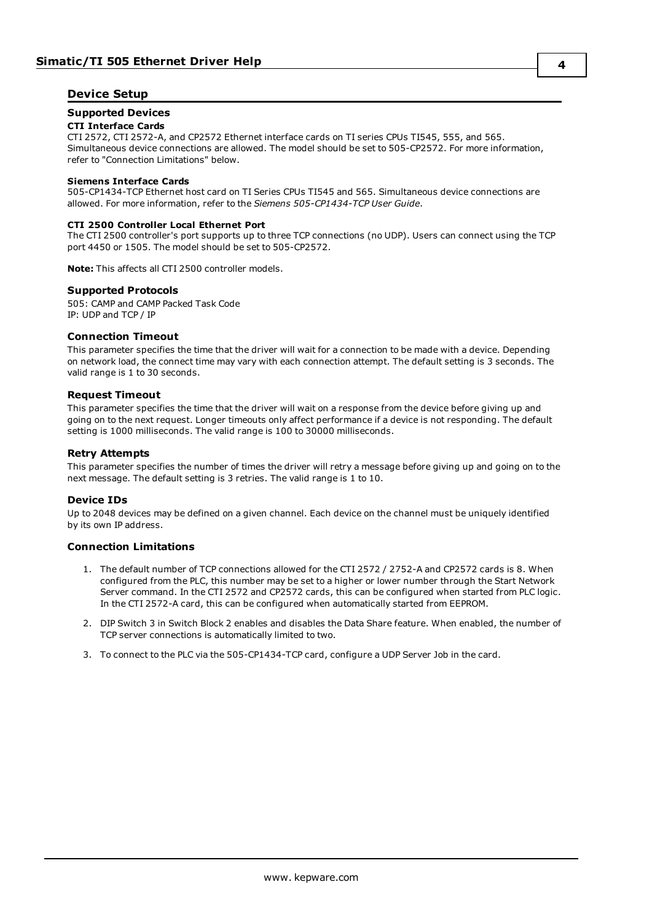## Device Setup

### Supported Devices

**CTI Interface Cards**

CTI 2572, CTI 2572-A, and CP2572 Ethernet interface cards on TI series CPUs TI545, 555, and 565. Simultaneous device connections are allowed. The model should be set to 505-CP2572. For more information, refer to "Connection Limitations" below.

**Siemens Interface Cards**

505-CP1434-TCP Ethernet host card on TI Series CPUs TI545 and 565. Simultaneous device connections are allowed. For more information, refer to the *Siemens 505-CP1434-TCP User Guide*.

**CTI 2500 Controller Local Ethernet Port**

The CTI 2500 controller's port supports up to three TCP connections (no UDP). Users can connect using the TCP port 4450 or 1505. The model should be set to 505-CP2572.

**Note:** This affects all CTI 2500 controller models.

### Supported Protocols

505: CAMP and CAMP Packed Task Code
IP: UDP and TCP / IP

### Connection Timeout

This parameter specifies the time that the driver will wait for a connection to be made with a device. Depending on network load, the connect time may vary with each connection attempt. The default setting is 3 seconds. The valid range is 1 to 30 seconds.

### Request Timeout

This parameter specifies the time that the driver will wait on a response from the device before giving up and going on to the next request. Longer timeouts only affect performance if a device is not responding. The default setting is 1000 milliseconds. The valid range is 100 to 30000 milliseconds.

### Retry Attempts

This parameter specifies the number of times the driver will retry a message before giving up and going on to the next message. The default setting is 3 retries. The valid range is 1 to 10.

### Device IDs

Up to 2048 devices may be defined on a given channel. Each device on the channel must be uniquely identified by its own IP address.

### Connection Limitations

1. The default number of TCP connections allowed for the CTI 2572 / 2752-A and CP2572 cards is 8. When configured from the PLC, this number may be set to a higher or lower number through the Start Network Server command. In the CTI 2572 and CP2572 cards, this can be configured when started from PLC logic. In the CTI 2572-A card, this can be configured when automatically started from EEPROM.
2. DIP Switch 3 in Switch Block 2 enables and disables the Data Share feature. When enabled, the number of TCP server connections is automatically limited to two.
3. To connect to the PLC via the 505-CP1434-TCP card, configure a UDP Server Job in the card.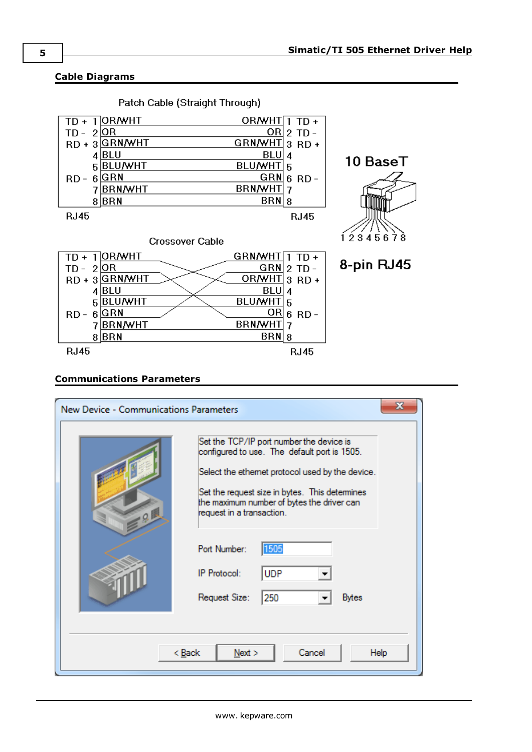## Cable Diagrams

Patch Cable (Straight Through)

| RJ45 | | Wire | Wire | RJ45 | |
|---|---|---|---|---|---|
| TD + | 1 | OR/WHT | OR/WHT | 1 | TD + |
| TD - | 2 | OR | OR | 2 | TD - |
| RD + | 3 | GRN/WHT | GRN/WHT | 3 | RD + |
| | 4 | BLU | BLU | 4 | |
| | 5 | BLU/WHT | BLU/WHT | 5 | |
| RD - | 6 | GRN | GRN | 6 | RD - |
| | 7 | BRN/WHT | BRN/WHT | 7 | |
| | 8 | BRN | BRN | 8 | |

10 BaseT

1 2 3 4 5 6 7 8

8-pin RJ45

Crossover Cable

| RJ45 | | Wire | Wire | RJ45 | |
|---|---|---|---|---|---|
| TD + | 1 | OR/WHT | GRN/WHT | 1 | TD + |
| TD - | 2 | OR | GRN | 2 | TD - |
| RD + | 3 | GRN/WHT | OR/WHT | 3 | RD + |
| | 4 | BLU | BLU | 4 | |
| | 5 | BLU/WHT | BLU/WHT | 5 | |
| RD - | 6 | GRN | OR | 6 | RD - |
| | 7 | BRN/WHT | BRN/WHT | 7 | |
| | 8 | BRN | BRN | 8 | |

## Communications Parameters

New Device - Communications Parameters

Set the TCP/IP port number the device is configured to use. The default port is 1505.

Select the ethernet protocol used by the device.

Set the request size in bytes. This determines the maximum number of bytes the driver can request in a transaction.

Port Number: 1505

IP Protocol: UDP

Request Size: 250 Bytes

< Back | Next > | Cancel | Help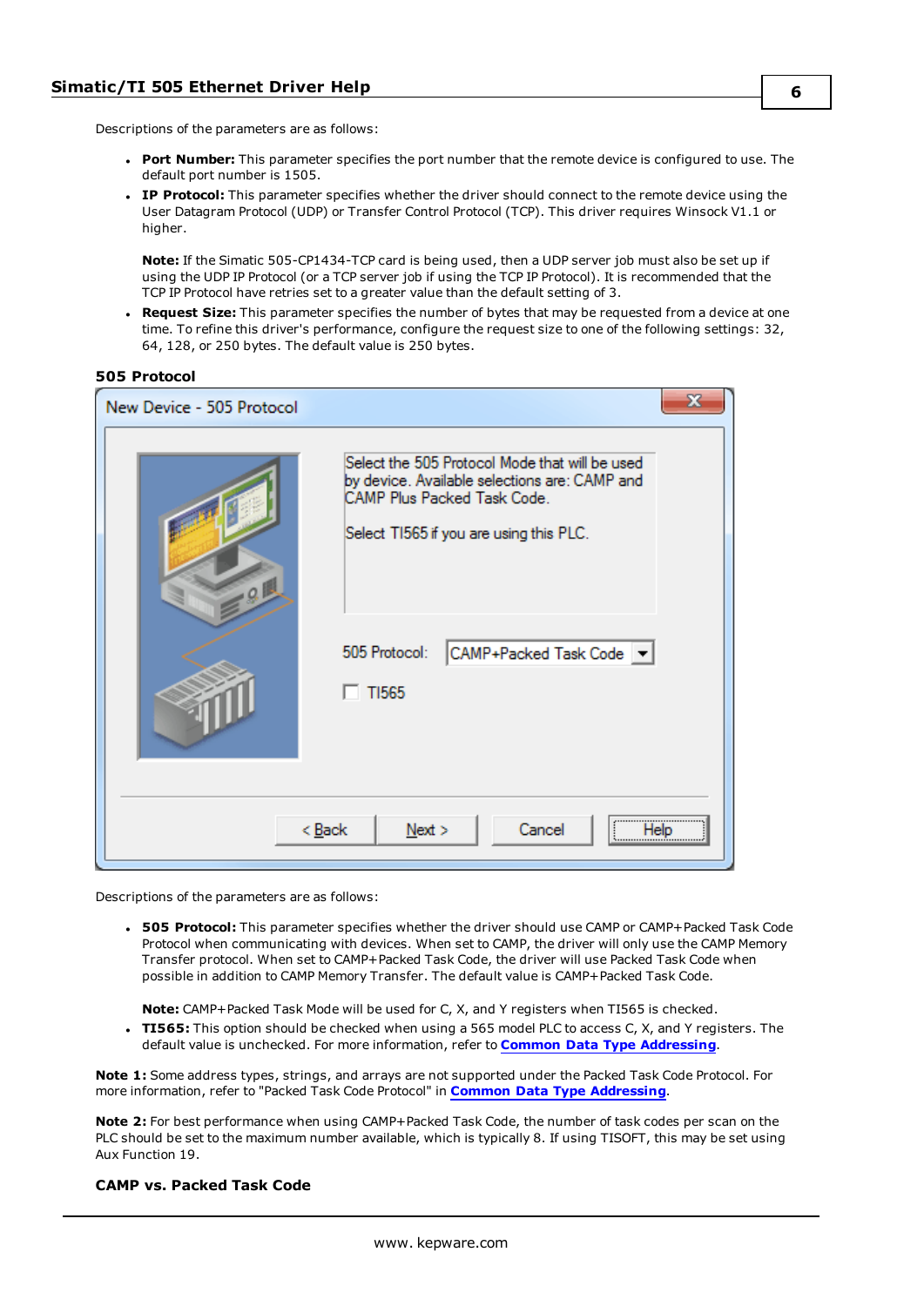Descriptions of the parameters are as follows:

- **Port Number:** This parameter specifies the port number that the remote device is configured to use. The default port number is 1505.
- **IP Protocol:** This parameter specifies whether the driver should connect to the remote device using the User Datagram Protocol (UDP) or Transfer Control Protocol (TCP). This driver requires Winsock V1.1 or higher.

  **Note:** If the Simatic 505-CP1434-TCP card is being used, then a UDP server job must also be set up if using the UDP IP Protocol (or a TCP server job if using the TCP IP Protocol). It is recommended that the TCP IP Protocol have retries set to a greater value than the default setting of 3.
- **Request Size:** This parameter specifies the number of bytes that may be requested from a device at one time. To refine this driver's performance, configure the request size to one of the following settings: 32, 64, 128, or 250 bytes. The default value is 250 bytes.

### 505 Protocol

Descriptions of the parameters are as follows:

- **505 Protocol:** This parameter specifies whether the driver should use CAMP or CAMP+Packed Task Code Protocol when communicating with devices. When set to CAMP, the driver will only use the CAMP Memory Transfer protocol. When set to CAMP+Packed Task Code, the driver will use Packed Task Code when possible in addition to CAMP Memory Transfer. The default value is CAMP+Packed Task Code.

  **Note:** CAMP+Packed Task Mode will be used for C, X, and Y registers when TI565 is checked.
- **TI565:** This option should be checked when using a 565 model PLC to access C, X, and Y registers. The default value is unchecked. For more information, refer to **Common Data Type Addressing**.

**Note 1:** Some address types, strings, and arrays are not supported under the Packed Task Code Protocol. For more information, refer to "Packed Task Code Protocol" in **Common Data Type Addressing**.

**Note 2:** For best performance when using CAMP+Packed Task Code, the number of task codes per scan on the PLC should be set to the maximum number available, which is typically 8. If using TISOFT, this may be set using Aux Function 19.

### CAMP vs. Packed Task Code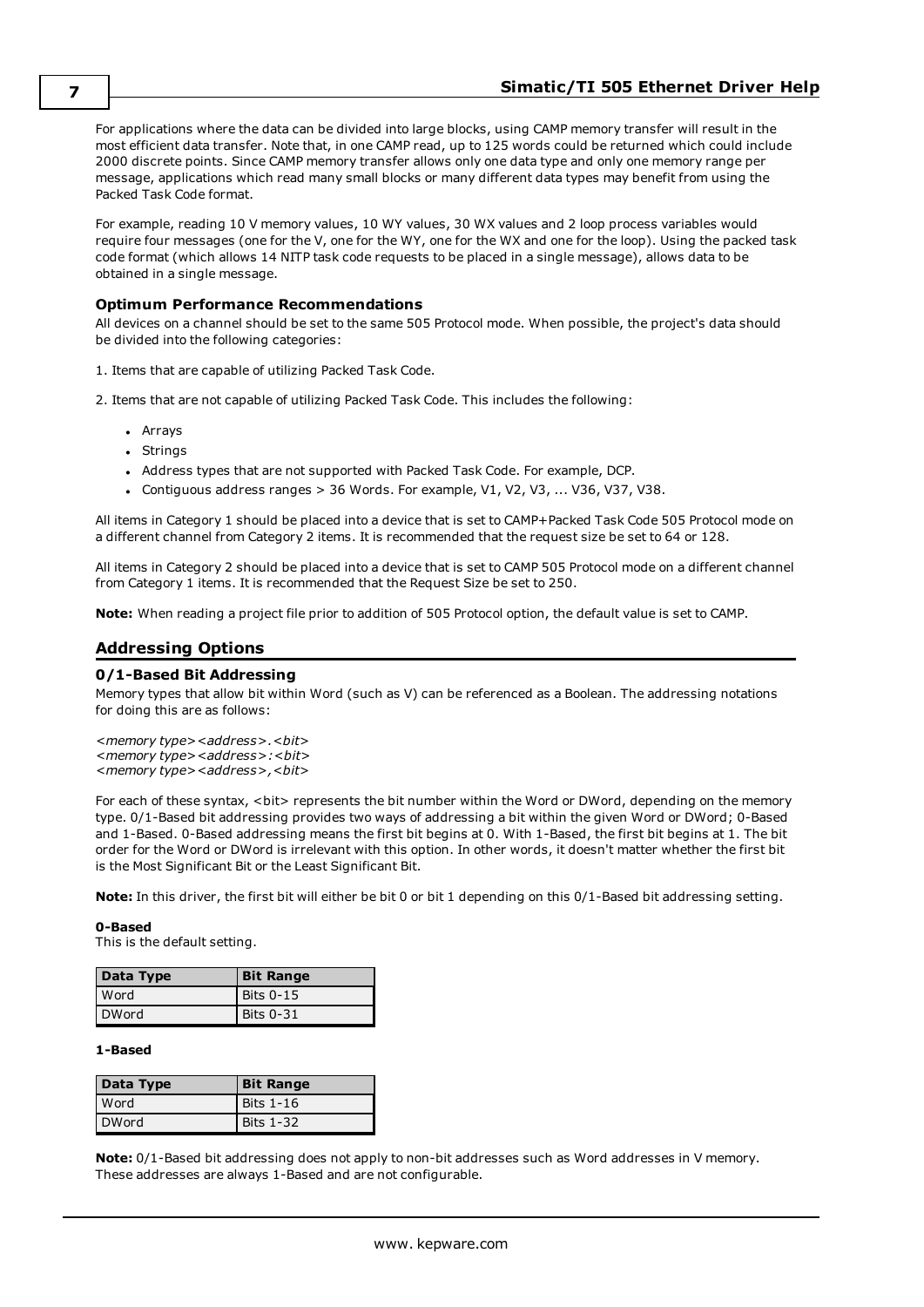For applications where the data can be divided into large blocks, using CAMP memory transfer will result in the most efficient data transfer. Note that, in one CAMP read, up to 125 words could be returned which could include 2000 discrete points. Since CAMP memory transfer allows only one data type and only one memory range per message, applications which read many small blocks or many different data types may benefit from using the Packed Task Code format.

For example, reading 10 V memory values, 10 WY values, 30 WX values and 2 loop process variables would require four messages (one for the V, one for the WY, one for the WX and one for the loop). Using the packed task code format (which allows 14 NITP task code requests to be placed in a single message), allows data to be obtained in a single message.

### Optimum Performance Recommendations

All devices on a channel should be set to the same 505 Protocol mode. When possible, the project's data should be divided into the following categories:

1. Items that are capable of utilizing Packed Task Code.

2. Items that are not capable of utilizing Packed Task Code. This includes the following:

- Arrays
- Strings
- Address types that are not supported with Packed Task Code. For example, DCP.
- Contiguous address ranges > 36 Words. For example, V1, V2, V3, ... V36, V37, V38.

All items in Category 1 should be placed into a device that is set to CAMP+Packed Task Code 505 Protocol mode on a different channel from Category 2 items. It is recommended that the request size be set to 64 or 128.

All items in Category 2 should be placed into a device that is set to CAMP 505 Protocol mode on a different channel from Category 1 items. It is recommended that the Request Size be set to 250.

**Note:** When reading a project file prior to addition of 505 Protocol option, the default value is set to CAMP.

## Addressing Options

### 0/1-Based Bit Addressing

Memory types that allow bit within Word (such as V) can be referenced as a Boolean. The addressing notations for doing this are as follows:

*<memory type><address>.<bit>*
*<memory type><address>:<bit>*
*<memory type><address>,<bit>*

For each of these syntax, <bit> represents the bit number within the Word or DWord, depending on the memory type. 0/1-Based bit addressing provides two ways of addressing a bit within the given Word or DWord; 0-Based and 1-Based. 0-Based addressing means the first bit begins at 0. With 1-Based, the first bit begins at 1. The bit order for the Word or DWord is irrelevant with this option. In other words, it doesn't matter whether the first bit is the Most Significant Bit or the Least Significant Bit.

**Note:** In this driver, the first bit will either be bit 0 or bit 1 depending on this 0/1-Based bit addressing setting.

**0-Based**
This is the default setting.

| Data Type | Bit Range |
|---|---|
| Word | Bits 0-15 |
| DWord | Bits 0-31 |

**1-Based**

| Data Type | Bit Range |
|---|---|
| Word | Bits 1-16 |
| DWord | Bits 1-32 |

**Note:** 0/1-Based bit addressing does not apply to non-bit addresses such as Word addresses in V memory. These addresses are always 1-Based and are not configurable.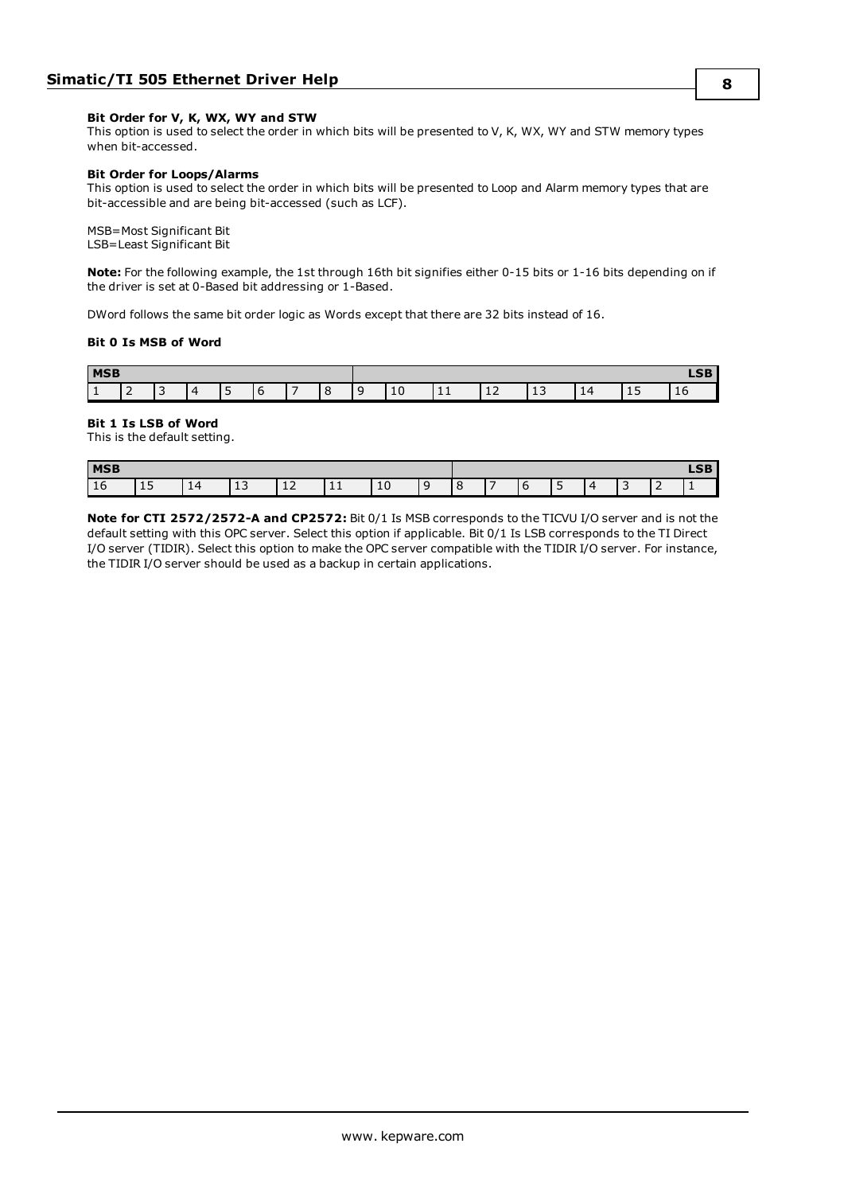**Bit Order for V, K, WX, WY and STW**
This option is used to select the order in which bits will be presented to V, K, WX, WY and STW memory types when bit-accessed.

**Bit Order for Loops/Alarms**
This option is used to select the order in which bits will be presented to Loop and Alarm memory types that are bit-accessible and are being bit-accessed (such as LCF).

MSB=Most Significant Bit
LSB=Least Significant Bit

**Note:** For the following example, the 1st through 16th bit signifies either 0-15 bits or 1-16 bits depending on if the driver is set at 0-Based bit addressing or 1-Based.

DWord follows the same bit order logic as Words except that there are 32 bits instead of 16.

**Bit 0 Is MSB of Word**

| MSB | | | | | | | | | | | | | | | LSB |
|---|---|---|---|---|---|---|---|---|---|---|---|---|---|---|---|
| 1 | 2 | 3 | 4 | 5 | 6 | 7 | 8 | 9 | 10 | 11 | 12 | 13 | 14 | 15 | 16 |

**Bit 1 Is LSB of Word**
This is the default setting.

| MSB | | | | | | | | | | | | | | | LSB |
|---|---|---|---|---|---|---|---|---|---|---|---|---|---|---|---|
| 16 | 15 | 14 | 13 | 12 | 11 | 10 | 9 | 8 | 7 | 6 | 5 | 4 | 3 | 2 | 1 |

**Note for CTI 2572/2572-A and CP2572:** Bit 0/1 Is MSB corresponds to the TICVU I/O server and is not the default setting with this OPC server. Select this option if applicable. Bit 0/1 Is LSB corresponds to the TI Direct I/O server (TIDIR). Select this option to make the OPC server compatible with the TIDIR I/O server. For instance, the TIDIR I/O server should be used as a backup in certain applications.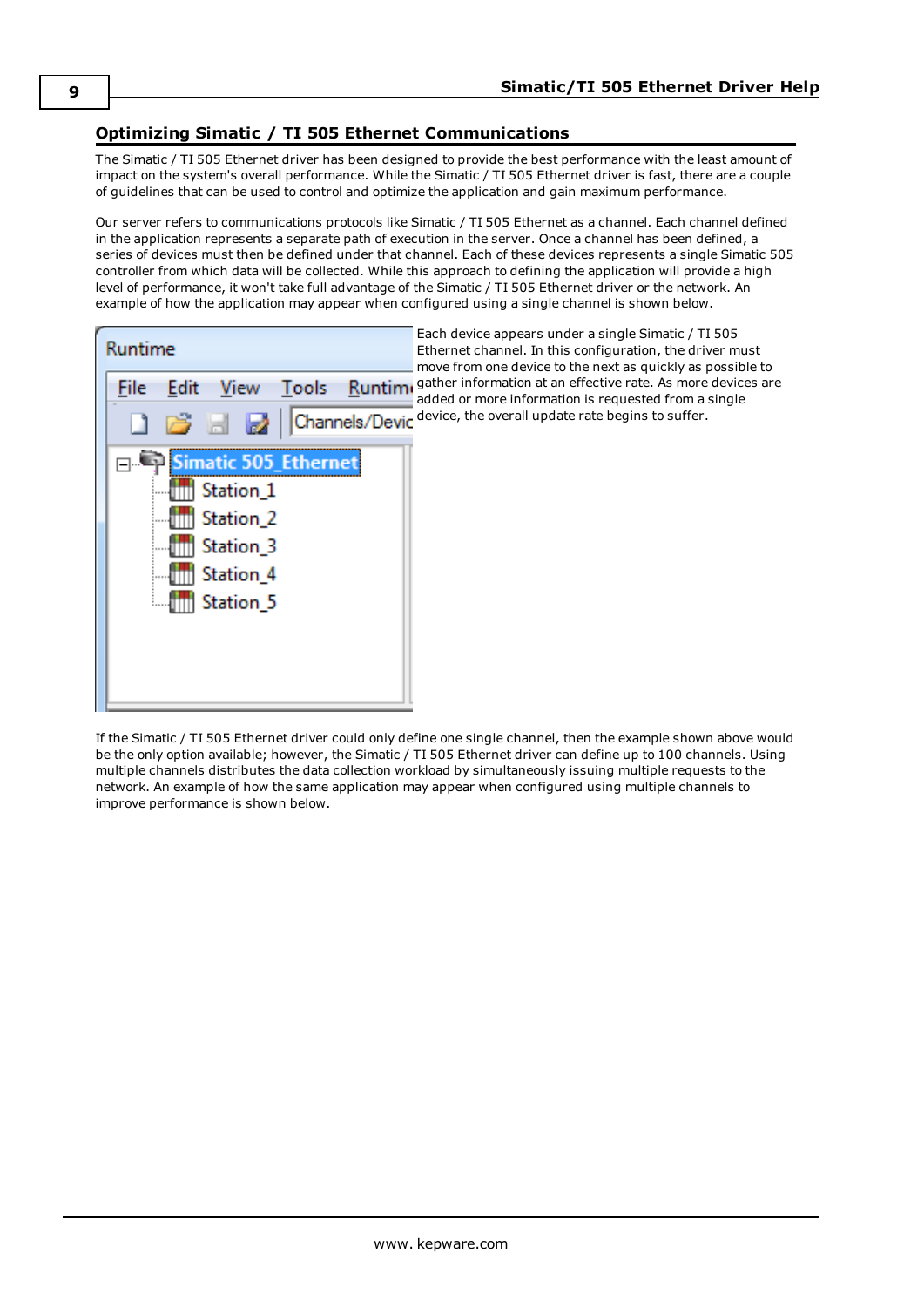## Optimizing Simatic / TI 505 Ethernet Communications

The Simatic / TI 505 Ethernet driver has been designed to provide the best performance with the least amount of impact on the system's overall performance. While the Simatic / TI 505 Ethernet driver is fast, there are a couple of guidelines that can be used to control and optimize the application and gain maximum performance.

Our server refers to communications protocols like Simatic / TI 505 Ethernet as a channel. Each channel defined in the application represents a separate path of execution in the server. Once a channel has been defined, a series of devices must then be defined under that channel. Each of these devices represents a single Simatic 505 controller from which data will be collected. While this approach to defining the application will provide a high level of performance, it won't take full advantage of the Simatic / TI 505 Ethernet driver or the network. An example of how the application may appear when configured using a single channel is shown below.

Each device appears under a single Simatic / TI 505 Ethernet channel. In this configuration, the driver must move from one device to the next as quickly as possible to gather information at an effective rate. As more devices are added or more information is requested from a single device, the overall update rate begins to suffer.

If the Simatic / TI 505 Ethernet driver could only define one single channel, then the example shown above would be the only option available; however, the Simatic / TI 505 Ethernet driver can define up to 100 channels. Using multiple channels distributes the data collection workload by simultaneously issuing multiple requests to the network. An example of how the same application may appear when configured using multiple channels to improve performance is shown below.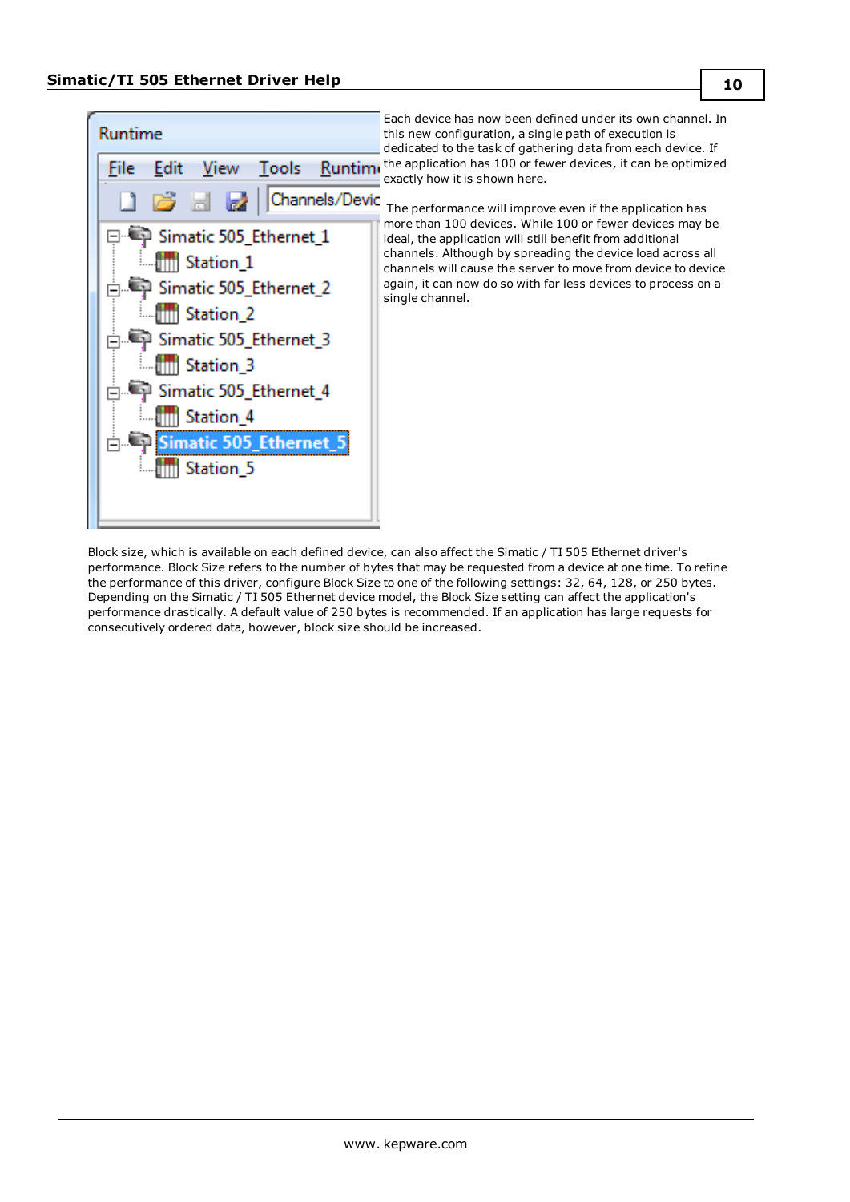Each device has now been defined under its own channel. In this new configuration, a single path of execution is dedicated to the task of gathering data from each device. If the application has 100 or fewer devices, it can be optimized exactly how it is shown here.

The performance will improve even if the application has more than 100 devices. While 100 or fewer devices may be ideal, the application will still benefit from additional channels. Although by spreading the device load across all channels will cause the server to move from device to device again, it can now do so with far less devices to process on a single channel.

Block size, which is available on each defined device, can also affect the Simatic / TI 505 Ethernet driver's performance. Block Size refers to the number of bytes that may be requested from a device at one time. To refine the performance of this driver, configure Block Size to one of the following settings: 32, 64, 128, or 250 bytes. Depending on the Simatic / TI 505 Ethernet device model, the Block Size setting can affect the application's performance drastically. A default value of 250 bytes is recommended. If an application has large requests for consecutively ordered data, however, block size should be increased.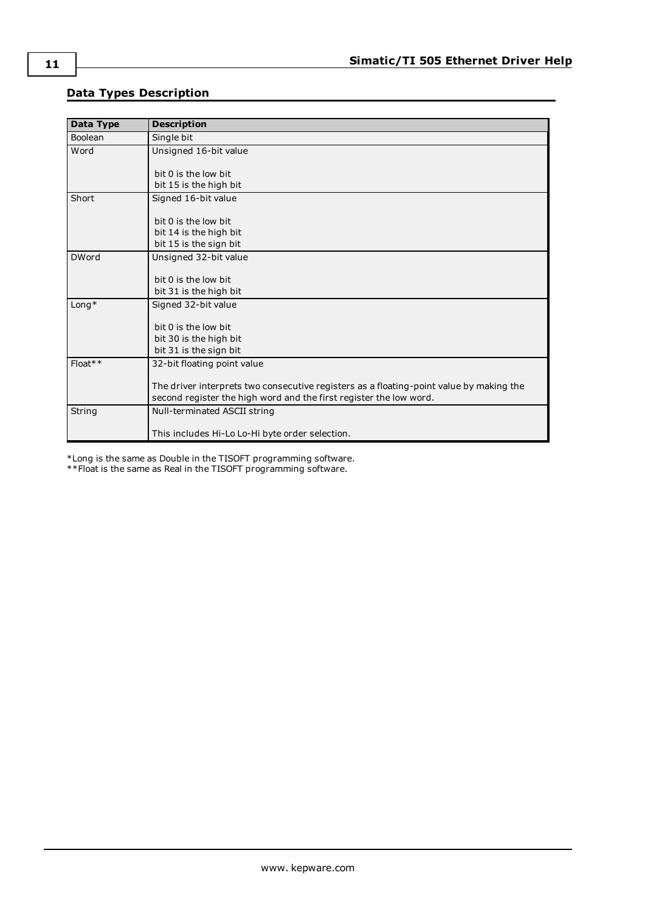## Data Types Description

| Data Type | Description |
| --- | --- |
| Boolean | Single bit |
| Word | Unsigned 16-bit value<br><br>bit 0 is the low bit<br>bit 15 is the high bit |
| Short | Signed 16-bit value<br><br>bit 0 is the low bit<br>bit 14 is the high bit<br>bit 15 is the sign bit |
| DWord | Unsigned 32-bit value<br><br>bit 0 is the low bit<br>bit 31 is the high bit |
| Long* | Signed 32-bit value<br><br>bit 0 is the low bit<br>bit 30 is the high bit<br>bit 31 is the sign bit |
| Float** | 32-bit floating point value<br><br>The driver interprets two consecutive registers as a floating-point value by making the second register the high word and the first register the low word. |
| String | Null-terminated ASCII string<br><br>This includes Hi-Lo Lo-Hi byte order selection. |

*Long is the same as Double in the TISOFT programming software.
**Float is the same as Real in the TISOFT programming software.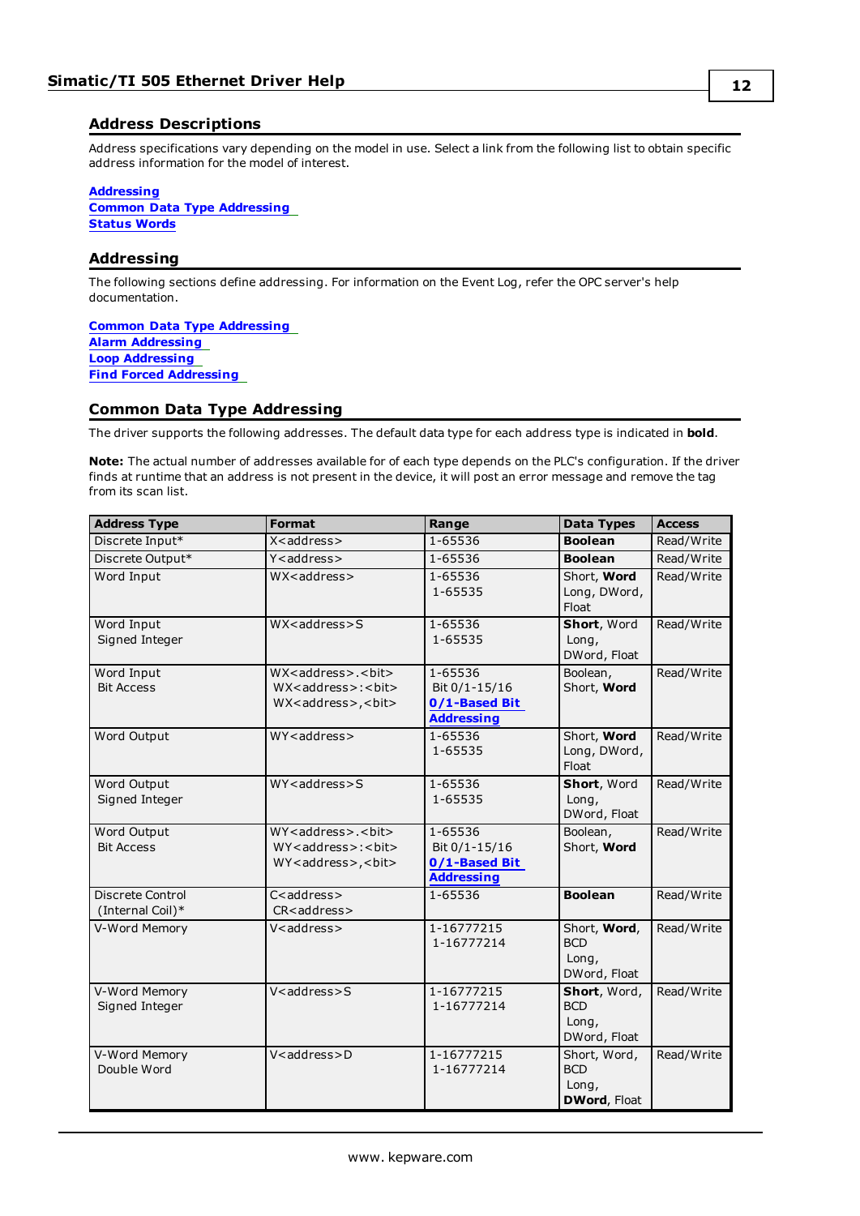## Address Descriptions

Address specifications vary depending on the model in use. Select a link from the following list to obtain specific address information for the model of interest.

**Addressing**
**Common Data Type Addressing**
**Status Words**

## Addressing

The following sections define addressing. For information on the Event Log, refer the OPC server's help documentation.

**Common Data Type Addressing**
**Alarm Addressing**
**Loop Addressing**
**Find Forced Addressing**

## Common Data Type Addressing

The driver supports the following addresses. The default data type for each address type is indicated in **bold**.

**Note:** The actual number of addresses available for of each type depends on the PLC's configuration. If the driver finds at runtime that an address is not present in the device, it will post an error message and remove the tag from its scan list.

| Address Type | Format | Range | Data Types | Access |
|---|---|---|---|---|
| Discrete Input* | X<address> | 1-65536 | **Boolean** | Read/Write |
| Discrete Output* | Y<address> | 1-65536 | **Boolean** | Read/Write |
| Word Input | WX<address> | 1-65536<br>1-65535 | Short, **Word**<br>Long, DWord, Float | Read/Write |
| Word Input<br>Signed Integer | WX<address>S | 1-65536<br>1-65535 | **Short**, Word<br>Long, DWord, Float | Read/Write |
| Word Input<br>Bit Access | WX<address>.<bit><br>WX<address>:<bit><br>WX<address>,<bit> | 1-65536<br>Bit 0/1-15/16<br>**0/1-Based Bit Addressing** | Boolean, Short, **Word** | Read/Write |
| Word Output | WY<address> | 1-65536<br>1-65535 | Short, **Word**<br>Long, DWord, Float | Read/Write |
| Word Output<br>Signed Integer | WY<address>S | 1-65536<br>1-65535 | **Short**, Word<br>Long, DWord, Float | Read/Write |
| Word Output<br>Bit Access | WY<address>.<bit><br>WY<address>:<bit><br>WY<address>,<bit> | 1-65536<br>Bit 0/1-15/16<br>**0/1-Based Bit Addressing** | Boolean, Short, **Word** | Read/Write |
| Discrete Control<br>(Internal Coil)* | C<address><br>CR<address> | 1-65536 | **Boolean** | Read/Write |
| V-Word Memory | V<address> | 1-16777215<br>1-16777214 | Short, **Word**, BCD<br>Long, DWord, Float | Read/Write |
| V-Word Memory<br>Signed Integer | V<address>S | 1-16777215<br>1-16777214 | **Short**, Word, BCD<br>Long, DWord, Float | Read/Write |
| V-Word Memory<br>Double Word | V<address>D | 1-16777215<br>1-16777214 | Short, Word, BCD<br>Long, **DWord**, Float | Read/Write |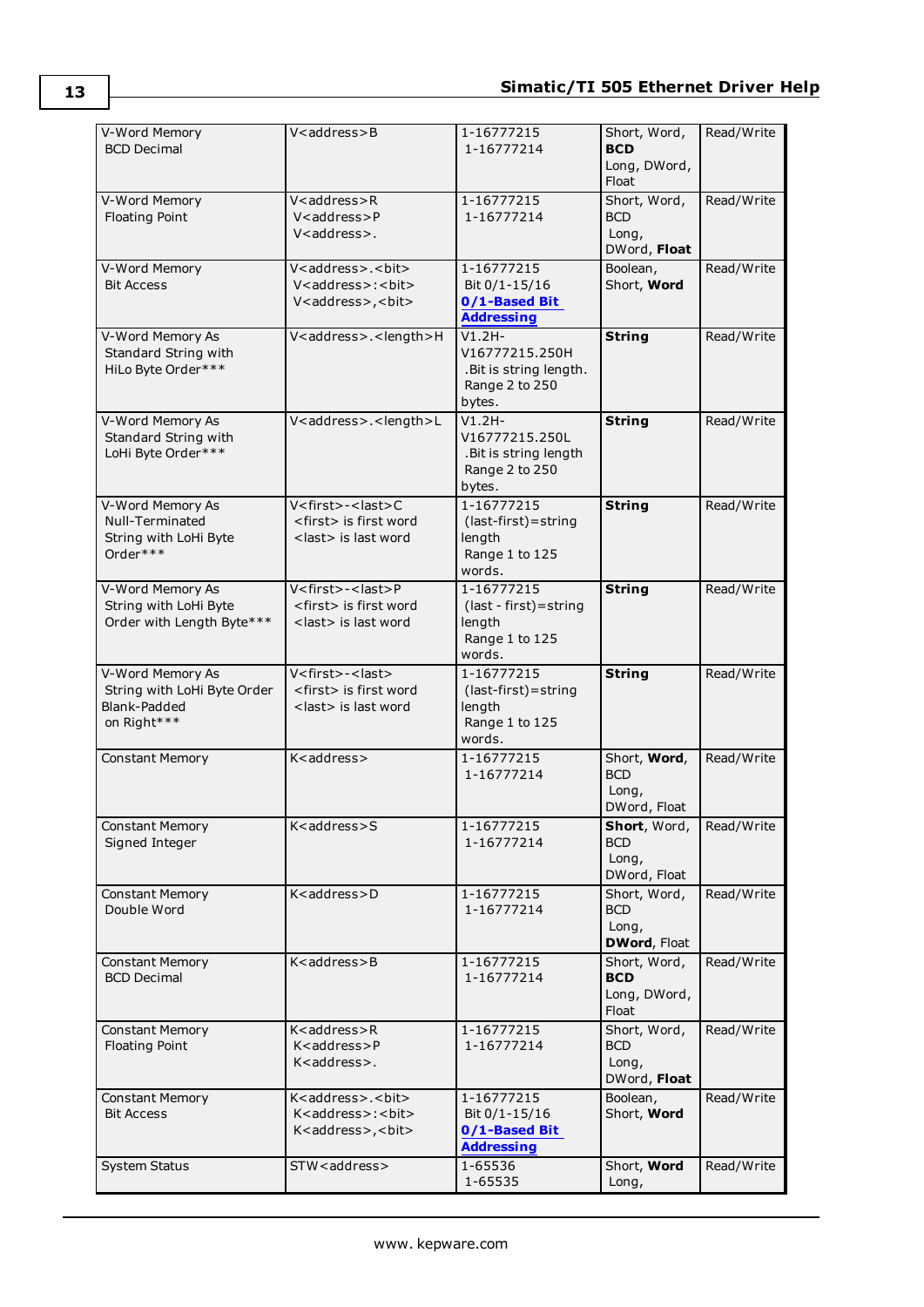| V-Word Memory BCD Decimal | V<address>B | 1-16777215<br>1-16777214 | Short, Word, **BCD**<br>Long, DWord, Float | Read/Write |
|---|---|---|---|---|
| V-Word Memory Floating Point | V<address>R<br>V<address>P<br>V<address>. | 1-16777215<br>1-16777214 | Short, Word, BCD<br>Long, DWord, **Float** | Read/Write |
| V-Word Memory Bit Access | V<address>.<bit><br>V<address>:<bit><br>V<address>,<bit> | 1-16777215<br>Bit 0/1-15/16<br>**0/1-Based Bit Addressing** | Boolean, Short, **Word** | Read/Write |
| V-Word Memory As Standard String with HiLo Byte Order*** | V<address>.<length>H | V1.2H-V16777215.250H<br>.Bit is string length.<br>Range 2 to 250 bytes. | **String** | Read/Write |
| V-Word Memory As Standard String with LoHi Byte Order*** | V<address>.<length>L | V1.2H-V16777215.250L<br>.Bit is string length<br>Range 2 to 250 bytes. | **String** | Read/Write |
| V-Word Memory As Null-Terminated String with LoHi Byte Order*** | V<first>-<last>C<br><first> is first word<br><last> is last word | 1-16777215<br>(last-first)=string length<br>Range 1 to 125 words. | **String** | Read/Write |
| V-Word Memory As String with LoHi Byte Order with Length Byte*** | V<first>-<last>P<br><first> is first word<br><last> is last word | 1-16777215<br>(last - first)=string length<br>Range 1 to 125 words. | **String** | Read/Write |
| V-Word Memory As String with LoHi Byte Order Blank-Padded on Right*** | V<first>-<last><br><first> is first word<br><last> is last word | 1-16777215<br>(last-first)=string length<br>Range 1 to 125 words. | **String** | Read/Write |
| Constant Memory | K<address> | 1-16777215<br>1-16777214 | Short, **Word**, BCD<br>Long, DWord, Float | Read/Write |
| Constant Memory Signed Integer | K<address>S | 1-16777215<br>1-16777214 | **Short**, Word, BCD<br>Long, DWord, Float | Read/Write |
| Constant Memory Double Word | K<address>D | 1-16777215<br>1-16777214 | Short, Word, BCD<br>Long, **DWord**, Float | Read/Write |
| Constant Memory BCD Decimal | K<address>B | 1-16777215<br>1-16777214 | Short, Word, **BCD**<br>Long, DWord, Float | Read/Write |
| Constant Memory Floating Point | K<address>R<br>K<address>P<br>K<address>. | 1-16777215<br>1-16777214 | Short, Word, BCD<br>Long, DWord, **Float** | Read/Write |
| Constant Memory Bit Access | K<address>.<bit><br>K<address>:<bit><br>K<address>,<bit> | 1-16777215<br>Bit 0/1-15/16<br>**0/1-Based Bit Addressing** | Boolean, Short, **Word** | Read/Write |
| System Status | STW<address> | 1-65536<br>1-65535 | Short, **Word**<br>Long, | Read/Write |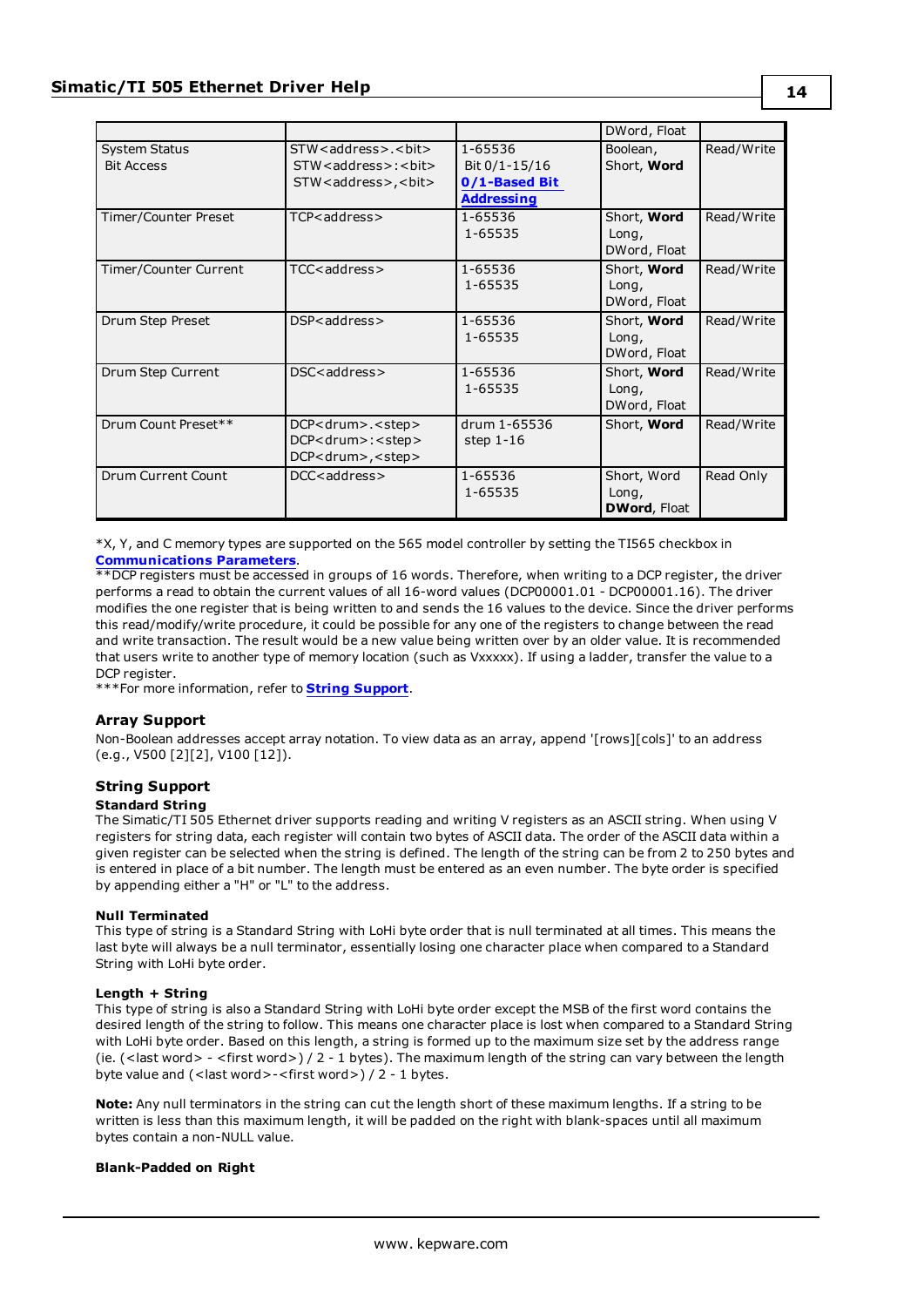| | | | DWord, Float | |
|---|---|---|---|---|
| System Status Bit Access | STW<address>.<bit> STW<address>:<bit> STW<address>,<bit> | 1-65536 Bit 0/1-15/16 **0/1-Based Bit Addressing** | Boolean, Short, **Word** | Read/Write |
| Timer/Counter Preset | TCP<address> | 1-65536 1-65535 | Short, **Word** Long, DWord, Float | Read/Write |
| Timer/Counter Current | TCC<address> | 1-65536 1-65535 | Short, **Word** Long, DWord, Float | Read/Write |
| Drum Step Preset | DSP<address> | 1-65536 1-65535 | Short, **Word** Long, DWord, Float | Read/Write |
| Drum Step Current | DSC<address> | 1-65536 1-65535 | Short, **Word** Long, DWord, Float | Read/Write |
| Drum Count Preset** | DCP<drum>.<step> DCP<drum>:<step> DCP<drum>,<step> | drum 1-65536 step 1-16 | Short, **Word** | Read/Write |
| Drum Current Count | DCC<address> | 1-65536 1-65535 | Short, Word Long, **DWord**, Float | Read Only |

*X, Y, and C memory types are supported on the 565 model controller by setting the TI565 checkbox in **Communications Parameters**.
**DCP registers must be accessed in groups of 16 words. Therefore, when writing to a DCP register, the driver performs a read to obtain the current values of all 16-word values (DCP00001.01 - DCP00001.16). The driver modifies the one register that is being written to and sends the 16 values to the device. Since the driver performs this read/modify/write procedure, it could be possible for any one of the registers to change between the read and write transaction. The result would be a new value being written over by an older value. It is recommended that users write to another type of memory location (such as Vxxxxx). If using a ladder, transfer the value to a DCP register.
***For more information, refer to **String Support**.

### Array Support

Non-Boolean addresses accept array notation. To view data as an array, append '[rows][cols]' to an address (e.g., V500 [2][2], V100 [12]).

### String Support

**Standard String**
The Simatic/TI 505 Ethernet driver supports reading and writing V registers as an ASCII string. When using V registers for string data, each register will contain two bytes of ASCII data. The order of the ASCII data within a given register can be selected when the string is defined. The length of the string can be from 2 to 250 bytes and is entered in place of a bit number. The length must be entered as an even number. The byte order is specified by appending either a "H" or "L" to the address.

**Null Terminated**
This type of string is a Standard String with LoHi byte order that is null terminated at all times. This means the last byte will always be a null terminator, essentially losing one character place when compared to a Standard String with LoHi byte order.

**Length + String**
This type of string is also a Standard String with LoHi byte order except the MSB of the first word contains the desired length of the string to follow. This means one character place is lost when compared to a Standard String with LoHi byte order. Based on this length, a string is formed up to the maximum size set by the address range (ie. (<last word> - <first word>) / 2 - 1 bytes). The maximum length of the string can vary between the length byte value and (<last word>-<first word>) / 2 - 1 bytes.

**Note:** Any null terminators in the string can cut the length short of these maximum lengths. If a string to be written is less than this maximum length, it will be padded on the right with blank-spaces until all maximum bytes contain a non-NULL value.

**Blank-Padded on Right**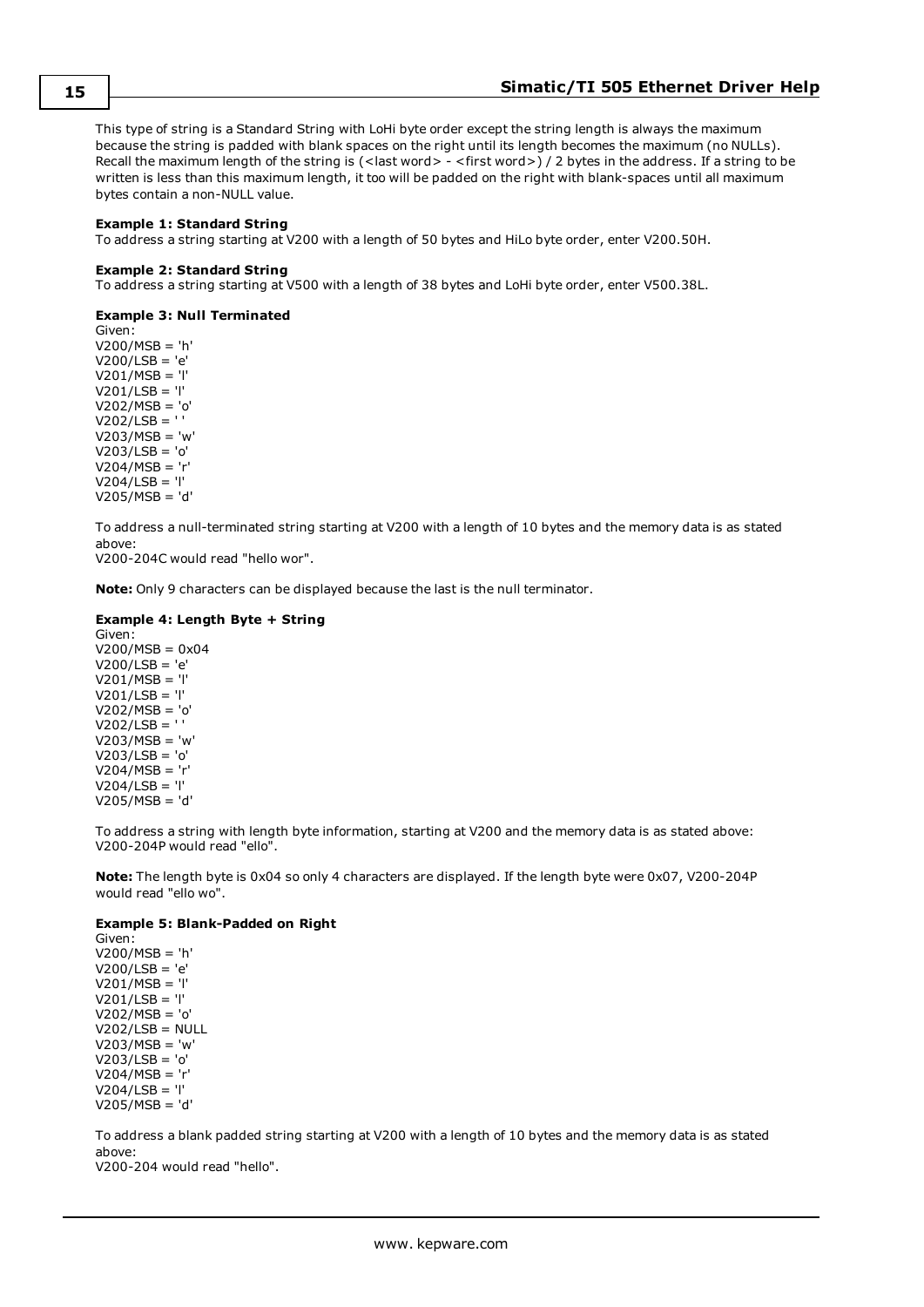This type of string is a Standard String with LoHi byte order except the string length is always the maximum because the string is padded with blank spaces on the right until its length becomes the maximum (no NULLs). Recall the maximum length of the string is (<last word> - <first word>) / 2 bytes in the address. If a string to be written is less than this maximum length, it too will be padded on the right with blank-spaces until all maximum bytes contain a non-NULL value.

**Example 1: Standard String**
To address a string starting at V200 with a length of 50 bytes and HiLo byte order, enter V200.50H.

**Example 2: Standard String**
To address a string starting at V500 with a length of 38 bytes and LoHi byte order, enter V500.38L.

**Example 3: Null Terminated**
Given:
V200/MSB = 'h'
V200/LSB = 'e'
V201/MSB = 'l'
V201/LSB = 'l'
V202/MSB = 'o'
V202/LSB = ' '
V203/MSB = 'w'
V203/LSB = 'o'
V204/MSB = 'r'
V204/LSB = 'l'
V205/MSB = 'd'

To address a null-terminated string starting at V200 with a length of 10 bytes and the memory data is as stated above:
V200-204C would read "hello wor".

**Note:** Only 9 characters can be displayed because the last is the null terminator.

**Example 4: Length Byte + String**
Given:
V200/MSB = 0x04
V200/LSB = 'e'
V201/MSB = 'l'
V201/LSB = 'l'
V202/MSB = 'o'
V202/LSB = ' '
V203/MSB = 'w'
V203/LSB = 'o'
V204/MSB = 'r'
V204/LSB = 'l'
V205/MSB = 'd'

To address a string with length byte information, starting at V200 and the memory data is as stated above:
V200-204P would read "ello".

**Note:** The length byte is 0x04 so only 4 characters are displayed. If the length byte were 0x07, V200-204P would read "ello wo".

**Example 5: Blank-Padded on Right**
Given:
V200/MSB = 'h'
V200/LSB = 'e'
V201/MSB = 'l'
V201/LSB = 'l'
V202/MSB = 'o'
V202/LSB = NULL
V203/MSB = 'w'
V203/LSB = 'o'
V204/MSB = 'r'
V204/LSB = 'l'
V205/MSB = 'd'

To address a blank padded string starting at V200 with a length of 10 bytes and the memory data is as stated above:
V200-204 would read "hello".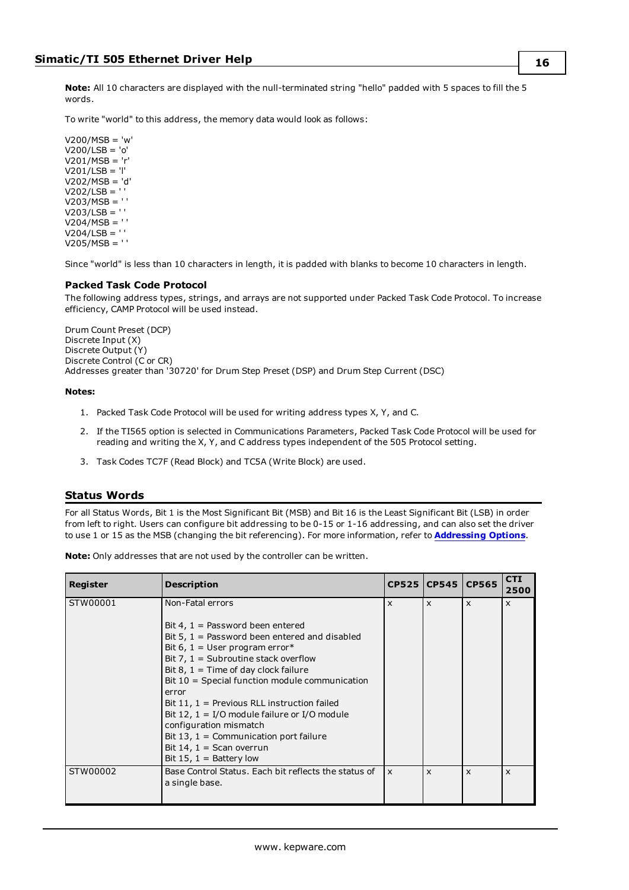**Note:** All 10 characters are displayed with the null-terminated string "hello" padded with 5 spaces to fill the 5 words.

To write "world" to this address, the memory data would look as follows:

V200/MSB = 'w'
V200/LSB = 'o'
V201/MSB = 'r'
V201/LSB = 'l'
V202/MSB = 'd'
V202/LSB = ' '
V203/MSB = ' '
V203/LSB = ' '
V204/MSB = ' '
V204/LSB = ' '
V205/MSB = ' '

Since "world" is less than 10 characters in length, it is padded with blanks to become 10 characters in length.

### Packed Task Code Protocol

The following address types, strings, and arrays are not supported under Packed Task Code Protocol. To increase efficiency, CAMP Protocol will be used instead.

Drum Count Preset (DCP)
Discrete Input (X)
Discrete Output (Y)
Discrete Control (C or CR)
Addresses greater than '30720' for Drum Step Preset (DSP) and Drum Step Current (DSC)

**Notes:**

1. Packed Task Code Protocol will be used for writing address types X, Y, and C.
2. If the TI565 option is selected in Communications Parameters, Packed Task Code Protocol will be used for reading and writing the X, Y, and C address types independent of the 505 Protocol setting.
3. Task Codes TC7F (Read Block) and TC5A (Write Block) are used.

## Status Words

For all Status Words, Bit 1 is the Most Significant Bit (MSB) and Bit 16 is the Least Significant Bit (LSB) in order from left to right. Users can configure bit addressing to be 0-15 or 1-16 addressing, and can also set the driver to use 1 or 15 as the MSB (changing the bit referencing). For more information, refer to **Addressing Options**.

**Note:** Only addresses that are not used by the controller can be written.

| Register | Description | CP525 | CP545 | CP565 | CTI 2500 |
|---|---|---|---|---|---|
| STW00001 | Non-Fatal errors<br><br>Bit 4, 1 = Password been entered<br>Bit 5, 1 = Password been entered and disabled<br>Bit 6, 1 = User program error*<br>Bit 7, 1 = Subroutine stack overflow<br>Bit 8, 1 = Time of day clock failure<br>Bit 10 = Special function module communication error<br>Bit 11, 1 = Previous RLL instruction failed<br>Bit 12, 1 = I/O module failure or I/O module configuration mismatch<br>Bit 13, 1 = Communication port failure<br>Bit 14, 1 = Scan overrun<br>Bit 15, 1 = Battery low | x | x | x | x |
| STW00002 | Base Control Status. Each bit reflects the status of a single base. | x | x | x | x |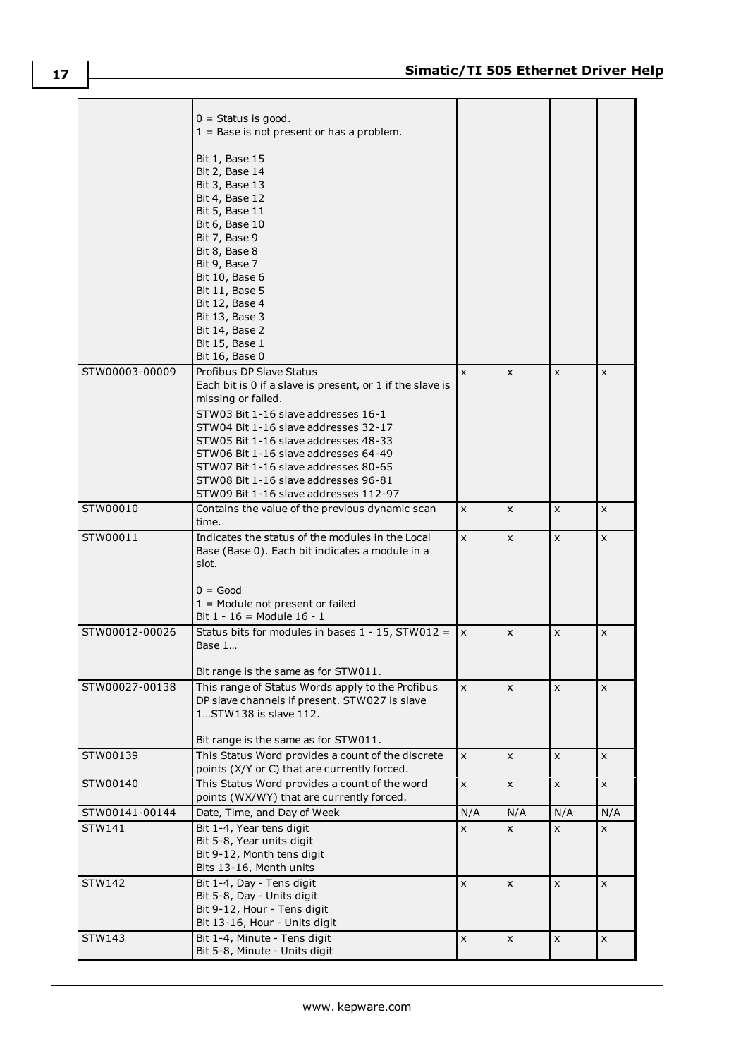| | | | | | |
|---|---|---|---|---|---|
| | 0 = Status is good.<br>1 = Base is not present or has a problem.<br><br>Bit 1, Base 15<br>Bit 2, Base 14<br>Bit 3, Base 13<br>Bit 4, Base 12<br>Bit 5, Base 11<br>Bit 6, Base 10<br>Bit 7, Base 9<br>Bit 8, Base 8<br>Bit 9, Base 7<br>Bit 10, Base 6<br>Bit 11, Base 5<br>Bit 12, Base 4<br>Bit 13, Base 3<br>Bit 14, Base 2<br>Bit 15, Base 1<br>Bit 16, Base 0 | | | | |
| STW00003-00009 | Profibus DP Slave Status<br>Each bit is 0 if a slave is present, or 1 if the slave is missing or failed.<br>STW03 Bit 1-16 slave addresses 16-1<br>STW04 Bit 1-16 slave addresses 32-17<br>STW05 Bit 1-16 slave addresses 48-33<br>STW06 Bit 1-16 slave addresses 64-49<br>STW07 Bit 1-16 slave addresses 80-65<br>STW08 Bit 1-16 slave addresses 96-81<br>STW09 Bit 1-16 slave addresses 112-97 | x | x | x | x |
| STW00010 | Contains the value of the previous dynamic scan time. | x | x | x | x |
| STW00011 | Indicates the status of the modules in the Local Base (Base 0). Each bit indicates a module in a slot.<br><br>0 = Good<br>1 = Module not present or failed<br>Bit 1 - 16 = Module 16 - 1 | x | x | x | x |
| STW00012-00026 | Status bits for modules in bases 1 - 15, STW012 = Base 1…<br><br>Bit range is the same as for STW011. | x | x | x | x |
| STW00027-00138 | This range of Status Words apply to the Profibus DP slave channels if present. STW027 is slave 1…STW138 is slave 112.<br><br>Bit range is the same as for STW011. | x | x | x | x |
| STW00139 | This Status Word provides a count of the discrete points (X/Y or C) that are currently forced. | x | x | x | x |
| STW00140 | This Status Word provides a count of the word points (WX/WY) that are currently forced. | x | x | x | x |
| STW00141-00144 | Date, Time, and Day of Week | N/A | N/A | N/A | N/A |
| STW141 | Bit 1-4, Year tens digit<br>Bit 5-8, Year units digit<br>Bit 9-12, Month tens digit<br>Bits 13-16, Month units | x | x | x | x |
| STW142 | Bit 1-4, Day - Tens digit<br>Bit 5-8, Day - Units digit<br>Bit 9-12, Hour - Tens digit<br>Bit 13-16, Hour - Units digit | x | x | x | x |
| STW143 | Bit 1-4, Minute - Tens digit<br>Bit 5-8, Minute - Units digit | x | x | x | x |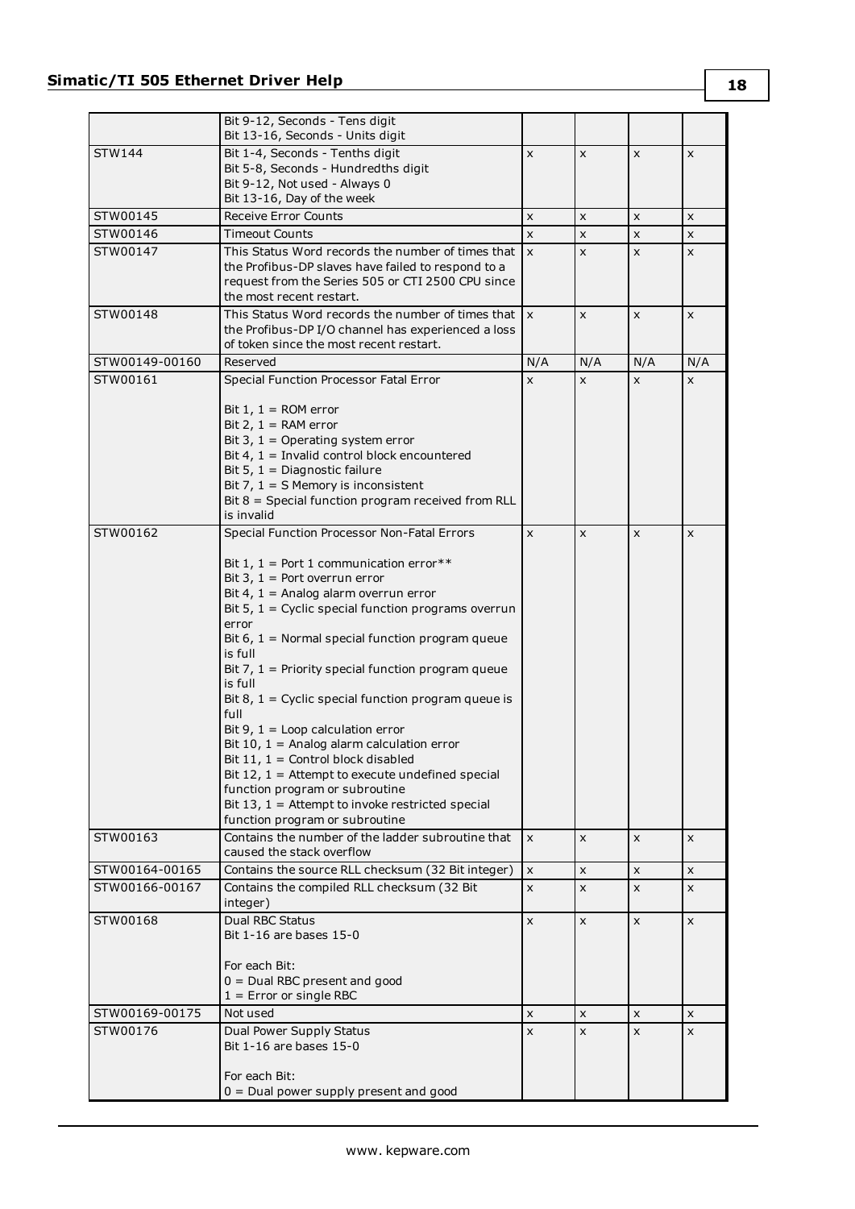| | | | | | |
|---|---|---|---|---|---|
| | Bit 9-12, Seconds - Tens digit<br>Bit 13-16, Seconds - Units digit | | | | |
| STW144 | Bit 1-4, Seconds - Tenths digit<br>Bit 5-8, Seconds - Hundredths digit<br>Bit 9-12, Not used - Always 0<br>Bit 13-16, Day of the week | x | x | x | x |
| STW00145 | Receive Error Counts | x | x | x | x |
| STW00146 | Timeout Counts | x | x | x | x |
| STW00147 | This Status Word records the number of times that the Profibus-DP slaves have failed to respond to a request from the Series 505 or CTI 2500 CPU since the most recent restart. | x | x | x | x |
| STW00148 | This Status Word records the number of times that the Profibus-DP I/O channel has experienced a loss of token since the most recent restart. | x | x | x | x |
| STW00149-00160 | Reserved | N/A | N/A | N/A | N/A |
| STW00161 | Special Function Processor Fatal Error<br><br>Bit 1, 1 = ROM error<br>Bit 2, 1 = RAM error<br>Bit 3, 1 = Operating system error<br>Bit 4, 1 = Invalid control block encountered<br>Bit 5, 1 = Diagnostic failure<br>Bit 7, 1 = S Memory is inconsistent<br>Bit 8 = Special function program received from RLL is invalid | x | x | x | x |
| STW00162 | Special Function Processor Non-Fatal Errors<br><br>Bit 1, 1 = Port 1 communication error**<br>Bit 3, 1 = Port overrun error<br>Bit 4, 1 = Analog alarm overrun error<br>Bit 5, 1 = Cyclic special function programs overrun error<br>Bit 6, 1 = Normal special function program queue is full<br>Bit 7, 1 = Priority special function program queue is full<br>Bit 8, 1 = Cyclic special function program queue is full<br>Bit 9, 1 = Loop calculation error<br>Bit 10, 1 = Analog alarm calculation error<br>Bit 11, 1 = Control block disabled<br>Bit 12, 1 = Attempt to execute undefined special function program or subroutine<br>Bit 13, 1 = Attempt to invoke restricted special function program or subroutine | x | x | x | x |
| STW00163 | Contains the number of the ladder subroutine that caused the stack overflow | x | x | x | x |
| STW00164-00165 | Contains the source RLL checksum (32 Bit integer) | x | x | x | x |
| STW00166-00167 | Contains the compiled RLL checksum (32 Bit integer) | x | x | x | x |
| STW00168 | Dual RBC Status<br>Bit 1-16 are bases 15-0<br><br>For each Bit:<br>0 = Dual RBC present and good<br>1 = Error or single RBC | x | x | x | x |
| STW00169-00175 | Not used | x | x | x | x |
| STW00176 | Dual Power Supply Status<br>Bit 1-16 are bases 15-0<br><br>For each Bit:<br>0 = Dual power supply present and good | x | x | x | x |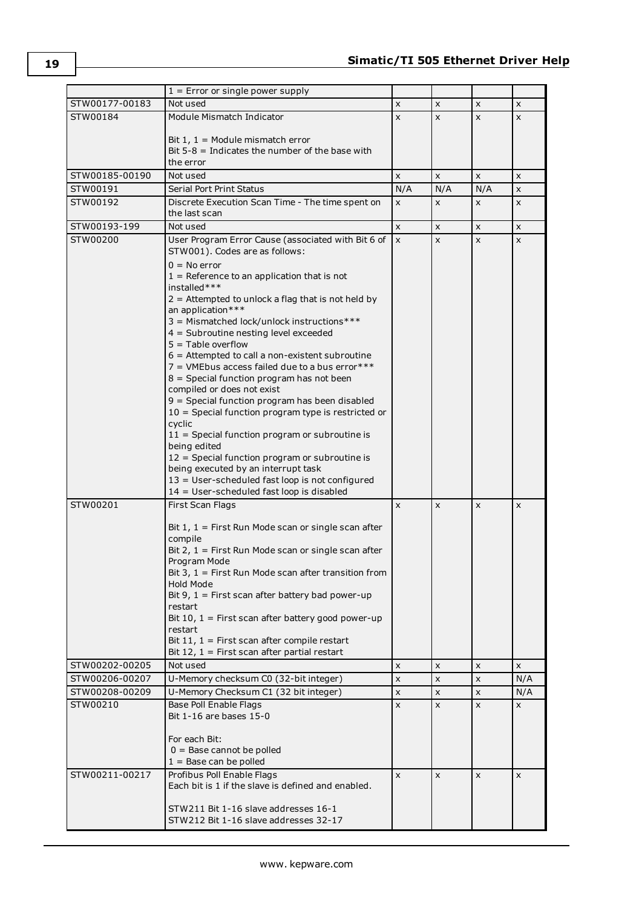| | | | | | |
|---|---|---|---|---|---|
| | 1 = Error or single power supply | | | | |
| STW00177-00183 | Not used | x | x | x | x |
| STW00184 | Module Mismatch Indicator<br><br>Bit 1, 1 = Module mismatch error<br>Bit 5-8 = Indicates the number of the base with the error | x | x | x | x |
| STW00185-00190 | Not used | x | x | x | x |
| STW00191 | Serial Port Print Status | N/A | N/A | N/A | x |
| STW00192 | Discrete Execution Scan Time - The time spent on the last scan | x | x | x | x |
| STW00193-199 | Not used | x | x | x | x |
| STW00200 | User Program Error Cause (associated with Bit 6 of STW001). Codes are as follows:<br><br>0 = No error<br>1 = Reference to an application that is not installed***<br>2 = Attempted to unlock a flag that is not held by an application***<br>3 = Mismatched lock/unlock instructions***<br>4 = Subroutine nesting level exceeded<br>5 = Table overflow<br>6 = Attempted to call a non-existent subroutine<br>7 = VMEbus access failed due to a bus error***<br>8 = Special function program has not been compiled or does not exist<br>9 = Special function program has been disabled<br>10 = Special function program type is restricted or cyclic<br>11 = Special function program or subroutine is being edited<br>12 = Special function program or subroutine is being executed by an interrupt task<br>13 = User-scheduled fast loop is not configured<br>14 = User-scheduled fast loop is disabled | x | x | x | x |
| STW00201 | First Scan Flags<br><br>Bit 1, 1 = First Run Mode scan or single scan after compile<br>Bit 2, 1 = First Run Mode scan or single scan after Program Mode<br>Bit 3, 1 = First Run Mode scan after transition from Hold Mode<br>Bit 9, 1 = First scan after battery bad power-up restart<br>Bit 10, 1 = First scan after battery good power-up restart<br>Bit 11, 1 = First scan after compile restart<br>Bit 12, 1 = First scan after partial restart | x | x | x | x |
| STW00202-00205 | Not used | x | x | x | x |
| STW00206-00207 | U-Memory checksum C0 (32-bit integer) | x | x | x | N/A |
| STW00208-00209 | U-Memory Checksum C1 (32 bit integer) | x | x | x | N/A |
| STW00210 | Base Poll Enable Flags<br>Bit 1-16 are bases 15-0<br><br>For each Bit:<br>0 = Base cannot be polled<br>1 = Base can be polled | x | x | x | x |
| STW00211-00217 | Profibus Poll Enable Flags<br>Each bit is 1 if the slave is defined and enabled.<br><br>STW211 Bit 1-16 slave addresses 16-1<br>STW212 Bit 1-16 slave addresses 32-17 | x | x | x | x |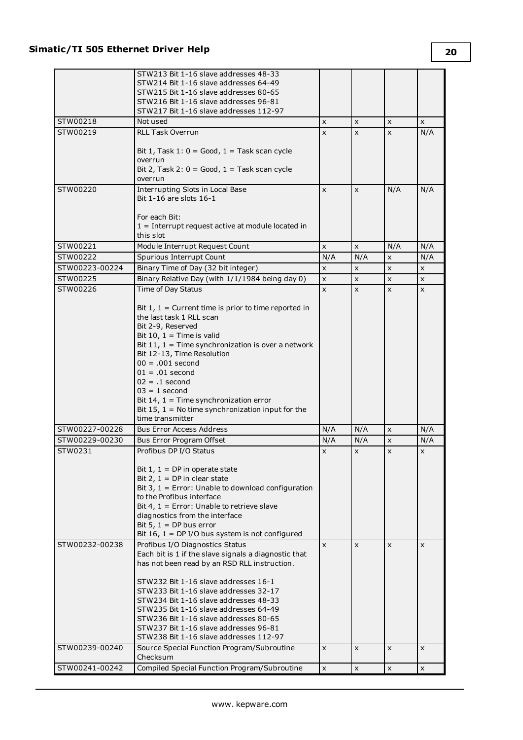| | | | | | |
|---|---|---|---|---|---|
| | STW213 Bit 1-16 slave addresses 48-33<br>STW214 Bit 1-16 slave addresses 64-49<br>STW215 Bit 1-16 slave addresses 80-65<br>STW216 Bit 1-16 slave addresses 96-81<br>STW217 Bit 1-16 slave addresses 112-97 | | | | |
| STW00218 | Not used | x | x | x | x |
| STW00219 | RLL Task Overrun<br><br>Bit 1, Task 1: 0 = Good, 1 = Task scan cycle overrun<br>Bit 2, Task 2: 0 = Good, 1 = Task scan cycle overrun | x | x | x | N/A |
| STW00220 | Interrupting Slots in Local Base<br>Bit 1-16 are slots 16-1<br><br>For each Bit:<br>1 = Interrupt request active at module located in this slot | x | x | N/A | N/A |
| STW00221 | Module Interrupt Request Count | x | x | N/A | N/A |
| STW00222 | Spurious Interrupt Count | N/A | N/A | x | N/A |
| STW00223-00224 | Binary Time of Day (32 bit integer) | x | x | x | x |
| STW00225 | Binary Relative Day (with 1/1/1984 being day 0) | x | x | x | x |
| STW00226 | Time of Day Status<br><br>Bit 1, 1 = Current time is prior to time reported in the last task 1 RLL scan<br>Bit 2-9, Reserved<br>Bit 10, 1 = Time is valid<br>Bit 11, 1 = Time synchronization is over a network<br>Bit 12-13, Time Resolution<br>00 = .001 second<br>01 = .01 second<br>02 = .1 second<br>03 = 1 second<br>Bit 14, 1 = Time synchronization error<br>Bit 15, 1 = No time synchronization input for the time transmitter | x | x | x | x |
| STW00227-00228 | Bus Error Access Address | N/A | N/A | x | N/A |
| STW00229-00230 | Bus Error Program Offset | N/A | N/A | x | N/A |
| STW0231 | Profibus DP I/O Status<br><br>Bit 1, 1 = DP in operate state<br>Bit 2, 1 = DP in clear state<br>Bit 3, 1 = Error: Unable to download configuration to the Profibus interface<br>Bit 4, 1 = Error: Unable to retrieve slave diagnostics from the interface<br>Bit 5, 1 = DP bus error<br>Bit 16, 1 = DP I/O bus system is not configured | x | x | x | x |
| STW00232-00238 | Profibus I/O Diagnostics Status<br>Each bit is 1 if the slave signals a diagnostic that has not been read by an RSD RLL instruction.<br><br>STW232 Bit 1-16 slave addresses 16-1<br>STW233 Bit 1-16 slave addresses 32-17<br>STW234 Bit 1-16 slave addresses 48-33<br>STW235 Bit 1-16 slave addresses 64-49<br>STW236 Bit 1-16 slave addresses 80-65<br>STW237 Bit 1-16 slave addresses 96-81<br>STW238 Bit 1-16 slave addresses 112-97 | x | x | x | x |
| STW00239-00240 | Source Special Function Program/Subroutine Checksum | x | x | x | x |
| STW00241-00242 | Compiled Special Function Program/Subroutine | x | x | x | x |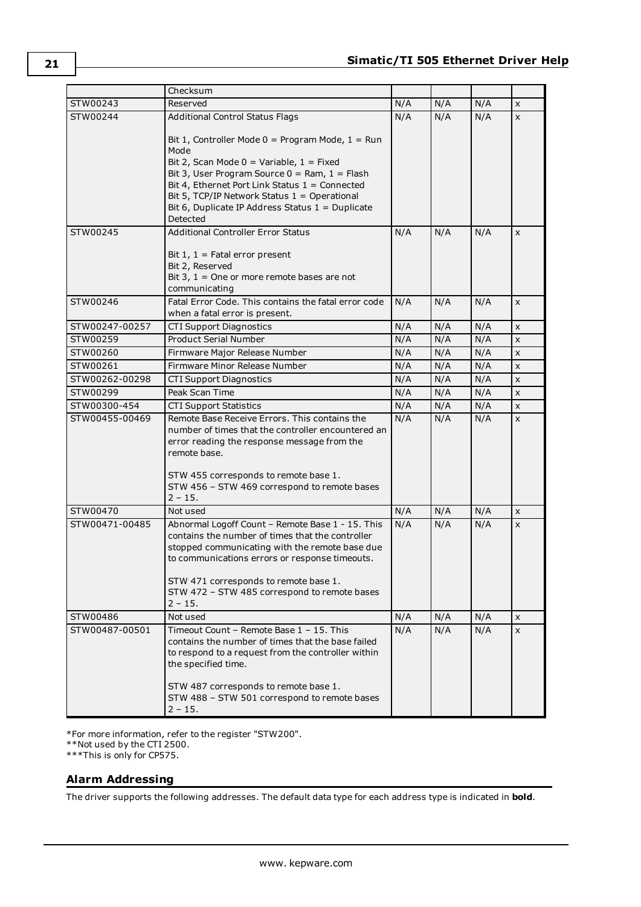| | Checksum | | | | |
|---|---|---|---|---|---|
| STW00243 | Reserved | N/A | N/A | N/A | x |
| STW00244 | Additional Control Status Flags<br><br>Bit 1, Controller Mode 0 = Program Mode, 1 = Run Mode<br>Bit 2, Scan Mode 0 = Variable, 1 = Fixed<br>Bit 3, User Program Source 0 = Ram, 1 = Flash<br>Bit 4, Ethernet Port Link Status 1 = Connected<br>Bit 5, TCP/IP Network Status 1 = Operational<br>Bit 6, Duplicate IP Address Status 1 = Duplicate Detected | N/A | N/A | N/A | x |
| STW00245 | Additional Controller Error Status<br><br>Bit 1, 1 = Fatal error present<br>Bit 2, Reserved<br>Bit 3, 1 = One or more remote bases are not communicating | N/A | N/A | N/A | x |
| STW00246 | Fatal Error Code. This contains the fatal error code when a fatal error is present. | N/A | N/A | N/A | x |
| STW00247-00257 | CTI Support Diagnostics | N/A | N/A | N/A | x |
| STW00259 | Product Serial Number | N/A | N/A | N/A | x |
| STW00260 | Firmware Major Release Number | N/A | N/A | N/A | x |
| STW00261 | Firmware Minor Release Number | N/A | N/A | N/A | x |
| STW00262-00298 | CTI Support Diagnostics | N/A | N/A | N/A | x |
| STW00299 | Peak Scan Time | N/A | N/A | N/A | x |
| STW00300-454 | CTI Support Statistics | N/A | N/A | N/A | x |
| STW00455-00469 | Remote Base Receive Errors. This contains the number of times that the controller encountered an error reading the response message from the remote base.<br><br>STW 455 corresponds to remote base 1.<br>STW 456 – STW 469 correspond to remote bases 2 – 15. | N/A | N/A | N/A | x |
| STW00470 | Not used | N/A | N/A | N/A | x |
| STW00471-00485 | Abnormal Logoff Count – Remote Base 1 - 15. This contains the number of times that the controller stopped communicating with the remote base due to communications errors or response timeouts.<br><br>STW 471 corresponds to remote base 1.<br>STW 472 – STW 485 correspond to remote bases 2 – 15. | N/A | N/A | N/A | x |
| STW00486 | Not used | N/A | N/A | N/A | x |
| STW00487-00501 | Timeout Count – Remote Base 1 – 15. This contains the number of times that the base failed to respond to a request from the controller within the specified time.<br><br>STW 487 corresponds to remote base 1.<br>STW 488 – STW 501 correspond to remote bases 2 – 15. | N/A | N/A | N/A | x |

*For more information, refer to the register "STW200".
**Not used by the CTI 2500.
***This is only for CP575.

## Alarm Addressing

The driver supports the following addresses. The default data type for each address type is indicated in **bold**.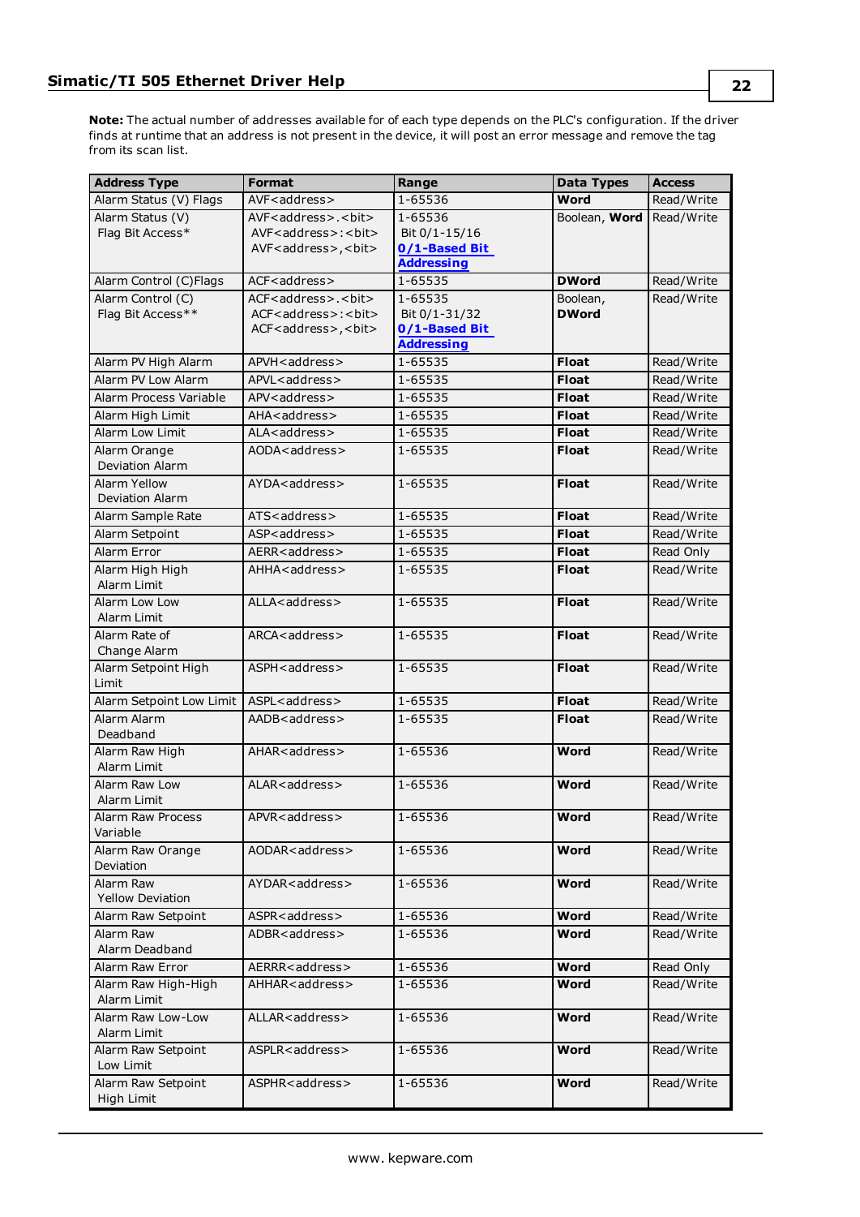**Note:** The actual number of addresses available for of each type depends on the PLC's configuration. If the driver finds at runtime that an address is not present in the device, it will post an error message and remove the tag from its scan list.

| Address Type | Format | Range | Data Types | Access |
|---|---|---|---|---|
| Alarm Status (V) Flags | AVF<address> | 1-65536 | **Word** | Read/Write |
| Alarm Status (V) Flag Bit Access* | AVF<address>.<bit> AVF<address>:<bit> AVF<address>,<bit> | 1-65536 Bit 0/1-15/16 **0/1-Based Bit Addressing** | Boolean, **Word** | Read/Write |
| Alarm Control (C)Flags | ACF<address> | 1-65535 | **DWord** | Read/Write |
| Alarm Control (C) Flag Bit Access** | ACF<address>.<bit> ACF<address>:<bit> ACF<address>,<bit> | 1-65535 Bit 0/1-31/32 **0/1-Based Bit Addressing** | Boolean, **DWord** | Read/Write |
| Alarm PV High Alarm | APVH<address> | 1-65535 | **Float** | Read/Write |
| Alarm PV Low Alarm | APVL<address> | 1-65535 | **Float** | Read/Write |
| Alarm Process Variable | APV<address> | 1-65535 | **Float** | Read/Write |
| Alarm High Limit | AHA<address> | 1-65535 | **Float** | Read/Write |
| Alarm Low Limit | ALA<address> | 1-65535 | **Float** | Read/Write |
| Alarm Orange Deviation Alarm | AODA<address> | 1-65535 | **Float** | Read/Write |
| Alarm Yellow Deviation Alarm | AYDA<address> | 1-65535 | **Float** | Read/Write |
| Alarm Sample Rate | ATS<address> | 1-65535 | **Float** | Read/Write |
| Alarm Setpoint | ASP<address> | 1-65535 | **Float** | Read/Write |
| Alarm Error | AERR<address> | 1-65535 | **Float** | Read Only |
| Alarm High High Alarm Limit | AHHA<address> | 1-65535 | **Float** | Read/Write |
| Alarm Low Low Alarm Limit | ALLA<address> | 1-65535 | **Float** | Read/Write |
| Alarm Rate of Change Alarm | ARCA<address> | 1-65535 | **Float** | Read/Write |
| Alarm Setpoint High Limit | ASPH<address> | 1-65535 | **Float** | Read/Write |
| Alarm Setpoint Low Limit | ASPL<address> | 1-65535 | **Float** | Read/Write |
| Alarm Alarm Deadband | AADB<address> | 1-65535 | **Float** | Read/Write |
| Alarm Raw High Alarm Limit | AHAR<address> | 1-65536 | **Word** | Read/Write |
| Alarm Raw Low Alarm Limit | ALAR<address> | 1-65536 | **Word** | Read/Write |
| Alarm Raw Process Variable | APVR<address> | 1-65536 | **Word** | Read/Write |
| Alarm Raw Orange Deviation | AODAR<address> | 1-65536 | **Word** | Read/Write |
| Alarm Raw Yellow Deviation | AYDAR<address> | 1-65536 | **Word** | Read/Write |
| Alarm Raw Setpoint | ASPR<address> | 1-65536 | **Word** | Read/Write |
| Alarm Raw Alarm Deadband | ADBR<address> | 1-65536 | **Word** | Read/Write |
| Alarm Raw Error | AERRR<address> | 1-65536 | **Word** | Read Only |
| Alarm Raw High-High Alarm Limit | AHHAR<address> | 1-65536 | **Word** | Read/Write |
| Alarm Raw Low-Low Alarm Limit | ALLAR<address> | 1-65536 | **Word** | Read/Write |
| Alarm Raw Setpoint Low Limit | ASPLR<address> | 1-65536 | **Word** | Read/Write |
| Alarm Raw Setpoint High Limit | ASPHR<address> | 1-65536 | **Word** | Read/Write |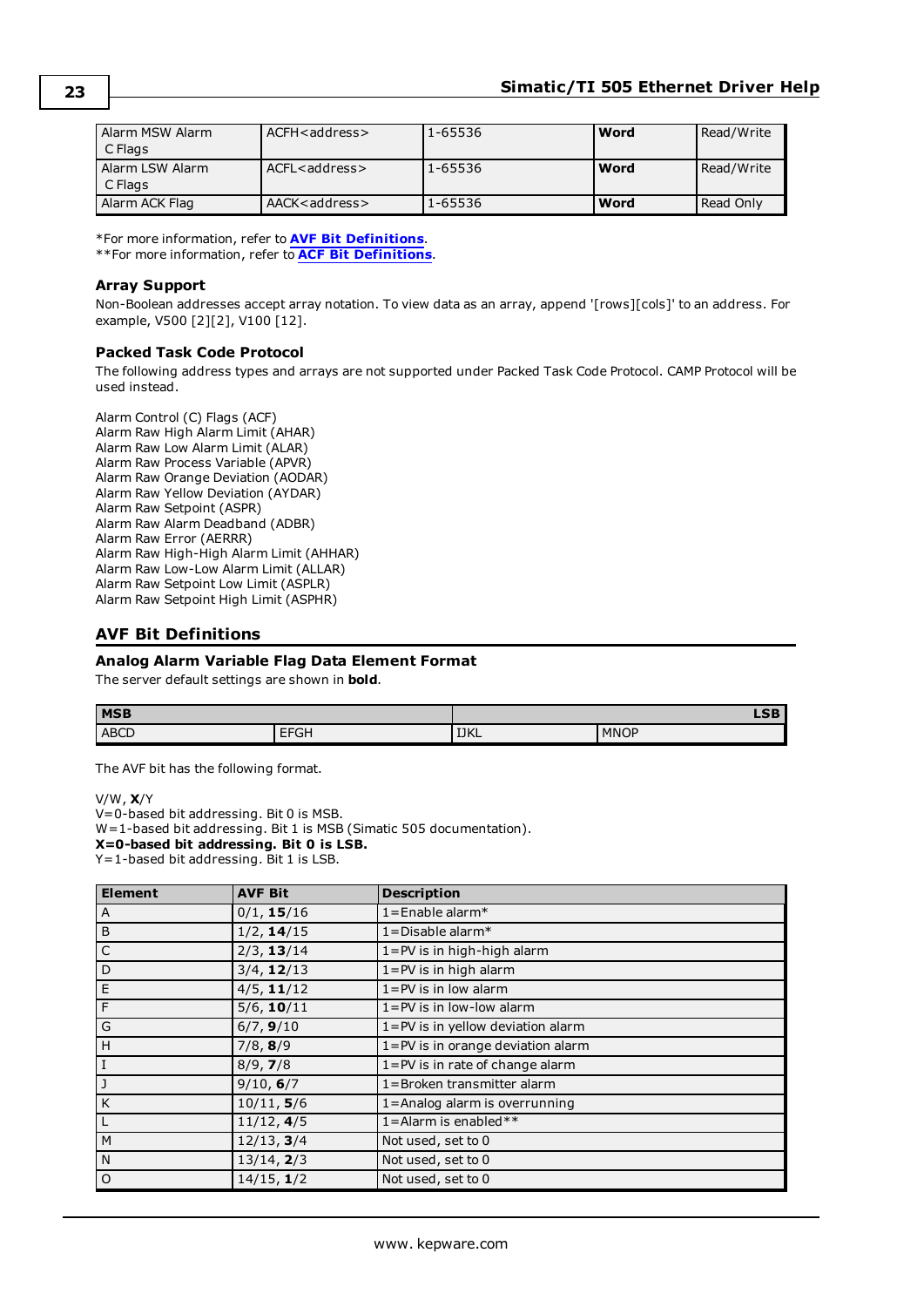| Alarm MSW Alarm C Flags | ACFH<address> | 1-65536 | **Word** | Read/Write |
|---|---|---|---|---|
| Alarm LSW Alarm C Flags | ACFL<address> | 1-65536 | **Word** | Read/Write |
| Alarm ACK Flag | AACK<address> | 1-65536 | **Word** | Read Only |

*For more information, refer to **AVF Bit Definitions**.
**For more information, refer to **ACF Bit Definitions**.

### Array Support

Non-Boolean addresses accept array notation. To view data as an array, append '[rows][cols]' to an address. For example, V500 [2][2], V100 [12].

### Packed Task Code Protocol

The following address types and arrays are not supported under Packed Task Code Protocol. CAMP Protocol will be used instead.

Alarm Control (C) Flags (ACF)
Alarm Raw High Alarm Limit (AHAR)
Alarm Raw Low Alarm Limit (ALAR)
Alarm Raw Process Variable (APVR)
Alarm Raw Orange Deviation (AODAR)
Alarm Raw Yellow Deviation (AYDAR)
Alarm Raw Setpoint (ASPR)
Alarm Raw Alarm Deadband (ADBR)
Alarm Raw Error (AERRR)
Alarm Raw High-High Alarm Limit (AHHAR)
Alarm Raw Low-Low Alarm Limit (ALLAR)
Alarm Raw Setpoint Low Limit (ASPLR)
Alarm Raw Setpoint High Limit (ASPHR)

## AVF Bit Definitions

### Analog Alarm Variable Flag Data Element Format

The server default settings are shown in **bold**.

| **MSB** | | | **LSB** |
|---|---|---|---|
| ABCD | EFGH | IJKL | MNOP |

The AVF bit has the following format.

V/W, **X**/Y
V=0-based bit addressing. Bit 0 is MSB.
W=1-based bit addressing. Bit 1 is MSB (Simatic 505 documentation).
**X=0-based bit addressing. Bit 0 is LSB.**
Y=1-based bit addressing. Bit 1 is LSB.

| Element | AVF Bit | Description |
|---|---|---|
| A | 0/1, **15**/16 | 1=Enable alarm* |
| B | 1/2, **14**/15 | 1=Disable alarm* |
| C | 2/3, **13**/14 | 1=PV is in high-high alarm |
| D | 3/4, **12**/13 | 1=PV is in high alarm |
| E | 4/5, **11**/12 | 1=PV is in low alarm |
| F | 5/6, **10**/11 | 1=PV is in low-low alarm |
| G | 6/7, **9**/10 | 1=PV is in yellow deviation alarm |
| H | 7/8, **8**/9 | 1=PV is in orange deviation alarm |
| I | 8/9, **7**/8 | 1=PV is in rate of change alarm |
| J | 9/10, **6**/7 | 1=Broken transmitter alarm |
| K | 10/11, **5**/6 | 1=Analog alarm is overrunning |
| L | 11/12, **4**/5 | 1=Alarm is enabled** |
| M | 12/13, **3**/4 | Not used, set to 0 |
| N | 13/14, **2**/3 | Not used, set to 0 |
| O | 14/15, **1**/2 | Not used, set to 0 |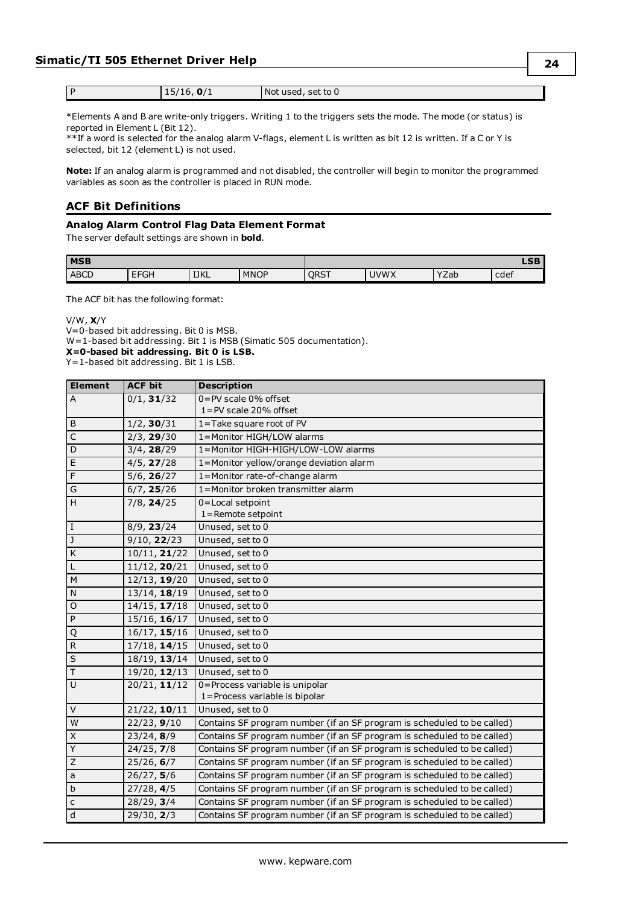| P | 15/16, **0**/1 | Not used, set to 0 |
|---|---|---|

*Elements A and B are write-only triggers. Writing 1 to the triggers sets the mode. The mode (or status) is reported in Element L (Bit 12).
**If a word is selected for the analog alarm V-flags, element L is written as bit 12 is written. If a C or Y is selected, bit 12 (element L) is not used.

**Note:** If an analog alarm is programmed and not disabled, the controller will begin to monitor the programmed variables as soon as the controller is placed in RUN mode.

## ACF Bit Definitions

### Analog Alarm Control Flag Data Element Format

The server default settings are shown in **bold**.

| MSB | | | | | | | LSB |
|---|---|---|---|---|---|---|---|
| ABCD | EFGH | IJKL | MNOP | QRST | UVWX | YZab | cdef |

The ACF bit has the following format:

V/W, **X**/Y
V=0-based bit addressing. Bit 0 is MSB.
W=1-based bit addressing. Bit 1 is MSB (Simatic 505 documentation).
**X=0-based bit addressing. Bit 0 is LSB.**
Y=1-based bit addressing. Bit 1 is LSB.

| Element | ACF bit | Description |
|---|---|---|
| A | 0/1, **31**/32 | 0=PV scale 0% offset<br>1=PV scale 20% offset |
| B | 1/2, **30**/31 | 1=Take square root of PV |
| C | 2/3, **29**/30 | 1=Monitor HIGH/LOW alarms |
| D | 3/4, **28**/29 | 1=Monitor HIGH-HIGH/LOW-LOW alarms |
| E | 4/5, **27**/28 | 1=Monitor yellow/orange deviation alarm |
| F | 5/6, **26**/27 | 1=Monitor rate-of-change alarm |
| G | 6/7, **25**/26 | 1=Monitor broken transmitter alarm |
| H | 7/8, **24**/25 | 0=Local setpoint<br>1=Remote setpoint |
| I | 8/9, **23**/24 | Unused, set to 0 |
| J | 9/10, **22**/23 | Unused, set to 0 |
| K | 10/11, **21**/22 | Unused, set to 0 |
| L | 11/12, **20**/21 | Unused, set to 0 |
| M | 12/13, **19**/20 | Unused, set to 0 |
| N | 13/14, **18**/19 | Unused, set to 0 |
| O | 14/15, **17**/18 | Unused, set to 0 |
| P | 15/16, **16**/17 | Unused, set to 0 |
| Q | 16/17, **15**/16 | Unused, set to 0 |
| R | 17/18, **14**/15 | Unused, set to 0 |
| S | 18/19, **13**/14 | Unused, set to 0 |
| T | 19/20, **12**/13 | Unused, set to 0 |
| U | 20/21, **11**/12 | 0=Process variable is unipolar<br>1=Process variable is bipolar |
| V | 21/22, **10**/11 | Unused, set to 0 |
| W | 22/23, **9**/10 | Contains SF program number (if an SF program is scheduled to be called) |
| X | 23/24, **8**/9 | Contains SF program number (if an SF program is scheduled to be called) |
| Y | 24/25, **7**/8 | Contains SF program number (if an SF program is scheduled to be called) |
| Z | 25/26, **6**/7 | Contains SF program number (if an SF program is scheduled to be called) |
| a | 26/27, **5**/6 | Contains SF program number (if an SF program is scheduled to be called) |
| b | 27/28, **4**/5 | Contains SF program number (if an SF program is scheduled to be called) |
| c | 28/29, **3**/4 | Contains SF program number (if an SF program is scheduled to be called) |
| d | 29/30, **2**/3 | Contains SF program number (if an SF program is scheduled to be called) |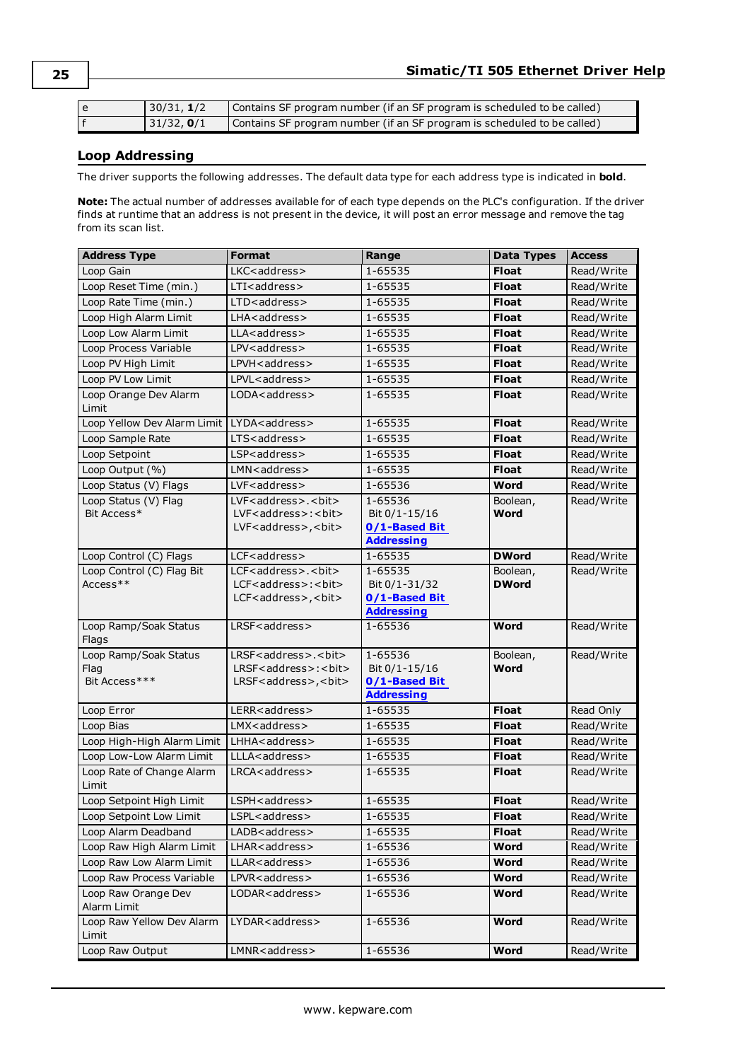| e | 30/31, **1**/2 | Contains SF program number (if an SF program is scheduled to be called) |
|---|---|---|
| f | 31/32, **0**/1 | Contains SF program number (if an SF program is scheduled to be called) |

## Loop Addressing

The driver supports the following addresses. The default data type for each address type is indicated in **bold**.

**Note:** The actual number of addresses available for of each type depends on the PLC's configuration. If the driver finds at runtime that an address is not present in the device, it will post an error message and remove the tag from its scan list.

| Address Type | Format | Range | Data Types | Access |
|---|---|---|---|---|
| Loop Gain | LKC<address> | 1-65535 | **Float** | Read/Write |
| Loop Reset Time (min.) | LTI<address> | 1-65535 | **Float** | Read/Write |
| Loop Rate Time (min.) | LTD<address> | 1-65535 | **Float** | Read/Write |
| Loop High Alarm Limit | LHA<address> | 1-65535 | **Float** | Read/Write |
| Loop Low Alarm Limit | LLA<address> | 1-65535 | **Float** | Read/Write |
| Loop Process Variable | LPV<address> | 1-65535 | **Float** | Read/Write |
| Loop PV High Limit | LPVH<address> | 1-65535 | **Float** | Read/Write |
| Loop PV Low Limit | LPVL<address> | 1-65535 | **Float** | Read/Write |
| Loop Orange Dev Alarm Limit | LODA<address> | 1-65535 | **Float** | Read/Write |
| Loop Yellow Dev Alarm Limit | LYDA<address> | 1-65535 | **Float** | Read/Write |
| Loop Sample Rate | LTS<address> | 1-65535 | **Float** | Read/Write |
| Loop Setpoint | LSP<address> | 1-65535 | **Float** | Read/Write |
| Loop Output (%) | LMN<address> | 1-65535 | **Float** | Read/Write |
| Loop Status (V) Flags | LVF<address> | 1-65536 | **Word** | Read/Write |
| Loop Status (V) Flag Bit Access* | LVF<address>.<bit><br>LVF<address>:<bit><br>LVF<address>,<bit> | 1-65536<br>Bit 0/1-15/16<br>**0/1-Based Bit Addressing** | Boolean, **Word** | Read/Write |
| Loop Control (C) Flags | LCF<address> | 1-65535 | **DWord** | Read/Write |
| Loop Control (C) Flag Bit Access** | LCF<address>.<bit><br>LCF<address>:<bit><br>LCF<address>,<bit> | 1-65535<br>Bit 0/1-31/32<br>**0/1-Based Bit Addressing** | Boolean, **DWord** | Read/Write |
| Loop Ramp/Soak Status Flags | LRSF<address> | 1-65536 | **Word** | Read/Write |
| Loop Ramp/Soak Status Flag Bit Access*** | LRSF<address>.<bit><br>LRSF<address>:<bit><br>LRSF<address>,<bit> | 1-65536<br>Bit 0/1-15/16<br>**0/1-Based Bit Addressing** | Boolean, **Word** | Read/Write |
| Loop Error | LERR<address> | 1-65535 | **Float** | Read Only |
| Loop Bias | LMX<address> | 1-65535 | **Float** | Read/Write |
| Loop High-High Alarm Limit | LHHA<address> | 1-65535 | **Float** | Read/Write |
| Loop Low-Low Alarm Limit | LLLA<address> | 1-65535 | **Float** | Read/Write |
| Loop Rate of Change Alarm Limit | LRCA<address> | 1-65535 | **Float** | Read/Write |
| Loop Setpoint High Limit | LSPH<address> | 1-65535 | **Float** | Read/Write |
| Loop Setpoint Low Limit | LSPL<address> | 1-65535 | **Float** | Read/Write |
| Loop Alarm Deadband | LADB<address> | 1-65535 | **Float** | Read/Write |
| Loop Raw High Alarm Limit | LHAR<address> | 1-65536 | **Word** | Read/Write |
| Loop Raw Low Alarm Limit | LLAR<address> | 1-65536 | **Word** | Read/Write |
| Loop Raw Process Variable | LPVR<address> | 1-65536 | **Word** | Read/Write |
| Loop Raw Orange Dev Alarm Limit | LODAR<address> | 1-65536 | **Word** | Read/Write |
| Loop Raw Yellow Dev Alarm Limit | LYDAR<address> | 1-65536 | **Word** | Read/Write |
| Loop Raw Output | LMNR<address> | 1-65536 | **Word** | Read/Write |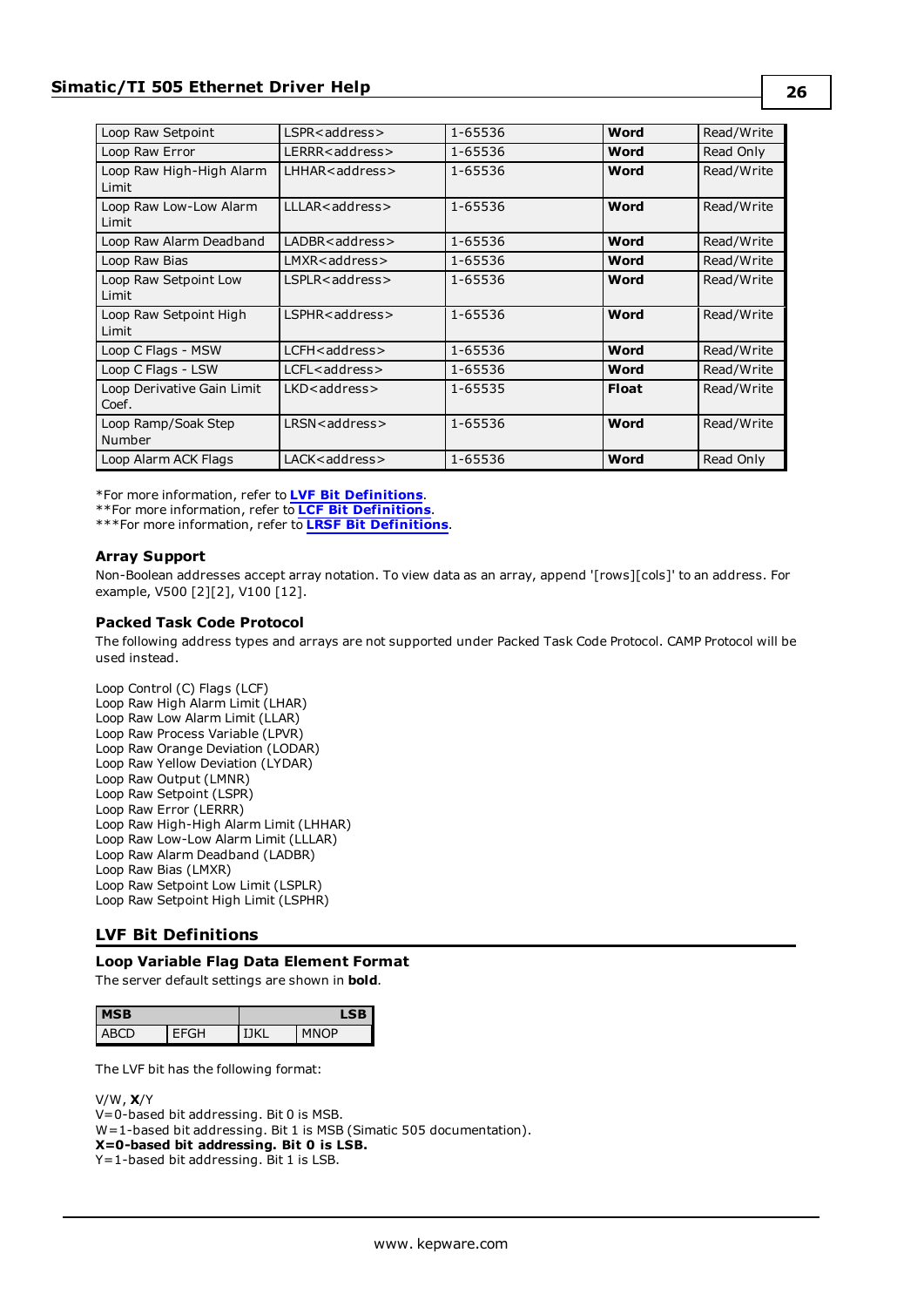| | | | | |
|---|---|---|---|---|
| Loop Raw Setpoint | LSPR<address> | 1-65536 | **Word** | Read/Write |
| Loop Raw Error | LERRR<address> | 1-65536 | **Word** | Read Only |
| Loop Raw High-High Alarm Limit | LHHAR<address> | 1-65536 | **Word** | Read/Write |
| Loop Raw Low-Low Alarm Limit | LLLAR<address> | 1-65536 | **Word** | Read/Write |
| Loop Raw Alarm Deadband | LADBR<address> | 1-65536 | **Word** | Read/Write |
| Loop Raw Bias | LMXR<address> | 1-65536 | **Word** | Read/Write |
| Loop Raw Setpoint Low Limit | LSPLR<address> | 1-65536 | **Word** | Read/Write |
| Loop Raw Setpoint High Limit | LSPHR<address> | 1-65536 | **Word** | Read/Write |
| Loop C Flags - MSW | LCFH<address> | 1-65536 | **Word** | Read/Write |
| Loop C Flags - LSW | LCFL<address> | 1-65536 | **Word** | Read/Write |
| Loop Derivative Gain Limit Coef. | LKD<address> | 1-65535 | **Float** | Read/Write |
| Loop Ramp/Soak Step Number | LRSN<address> | 1-65536 | **Word** | Read/Write |
| Loop Alarm ACK Flags | LACK<address> | 1-65536 | **Word** | Read Only |

*For more information, refer to **LVF Bit Definitions**.
**For more information, refer to **LCF Bit Definitions**.
***For more information, refer to **LRSF Bit Definitions**.

### Array Support

Non-Boolean addresses accept array notation. To view data as an array, append '[rows][cols]' to an address. For example, V500 [2][2], V100 [12].

### Packed Task Code Protocol

The following address types and arrays are not supported under Packed Task Code Protocol. CAMP Protocol will be used instead.

Loop Control (C) Flags (LCF)
Loop Raw High Alarm Limit (LHAR)
Loop Raw Low Alarm Limit (LLAR)
Loop Raw Process Variable (LPVR)
Loop Raw Orange Deviation (LODAR)
Loop Raw Yellow Deviation (LYDAR)
Loop Raw Output (LMNR)
Loop Raw Setpoint (LSPR)
Loop Raw Error (LERRR)
Loop Raw High-High Alarm Limit (LHHAR)
Loop Raw Low-Low Alarm Limit (LLLAR)
Loop Raw Alarm Deadband (LADBR)
Loop Raw Bias (LMXR)
Loop Raw Setpoint Low Limit (LSPLR)
Loop Raw Setpoint High Limit (LSPHR)

## LVF Bit Definitions

### Loop Variable Flag Data Element Format

The server default settings are shown in **bold**.

| MSB | | | LSB |
|---|---|---|---|
| ABCD | EFGH | IJKL | MNOP |

The LVF bit has the following format:

V/W, **X**/Y
V=0-based bit addressing. Bit 0 is MSB.
W=1-based bit addressing. Bit 1 is MSB (Simatic 505 documentation).
**X=0-based bit addressing. Bit 0 is LSB.**
Y=1-based bit addressing. Bit 1 is LSB.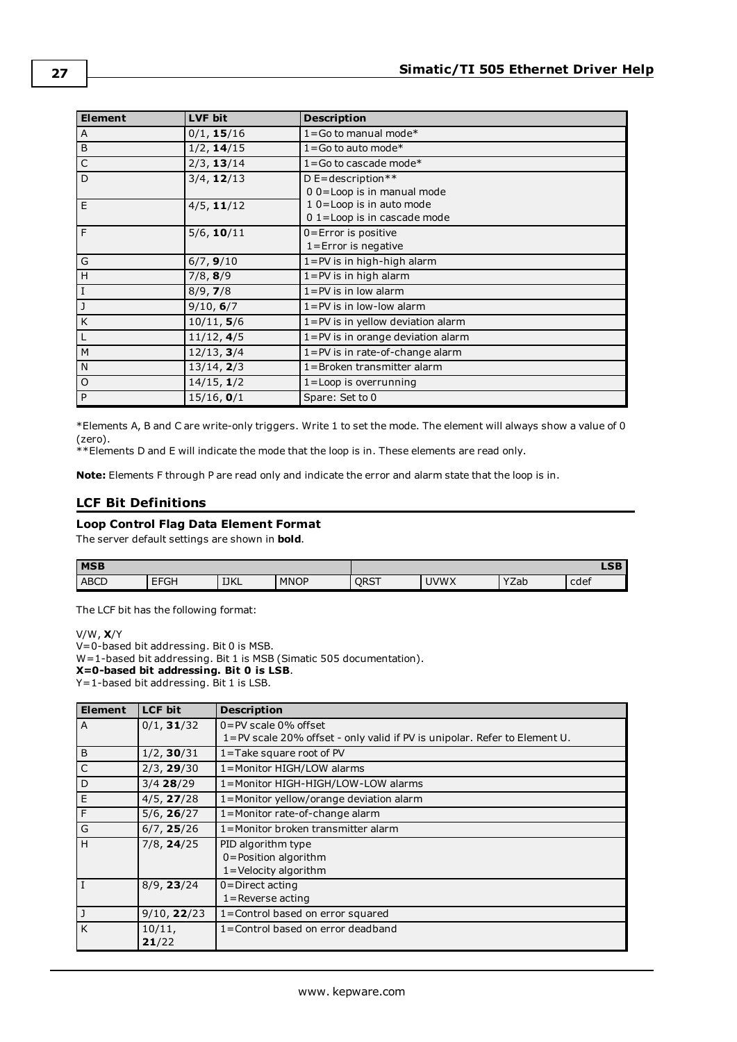| Element | LVF bit | Description |
|---|---|---|
| A | 0/1, **15**/16 | 1=Go to manual mode* |
| B | 1/2, **14**/15 | 1=Go to auto mode* |
| C | 2/3, **13**/14 | 1=Go to cascade mode* |
| D | 3/4, **12**/13 | D E=description**<br>0 0=Loop is in manual mode<br>1 0=Loop is in auto mode<br>0 1=Loop is in cascade mode |
| E | 4/5, **11**/12 | |
| F | 5/6, **10**/11 | 0=Error is positive<br>1=Error is negative |
| G | 6/7, **9**/10 | 1=PV is in high-high alarm |
| H | 7/8, **8**/9 | 1=PV is in high alarm |
| I | 8/9, **7**/8 | 1=PV is in low alarm |
| J | 9/10, **6**/7 | 1=PV is in low-low alarm |
| K | 10/11, **5**/6 | 1=PV is in yellow deviation alarm |
| L | 11/12, **4**/5 | 1=PV is in orange deviation alarm |
| M | 12/13, **3**/4 | 1=PV is in rate-of-change alarm |
| N | 13/14, **2**/3 | 1=Broken transmitter alarm |
| O | 14/15, **1**/2 | 1=Loop is overrunning |
| P | 15/16, **0**/1 | Spare: Set to 0 |

*Elements A, B and C are write-only triggers. Write 1 to set the mode. The element will always show a value of 0 (zero).
**Elements D and E will indicate the mode that the loop is in. These elements are read only.

**Note:** Elements F through P are read only and indicate the error and alarm state that the loop is in.

## LCF Bit Definitions

### Loop Control Flag Data Element Format

The server default settings are shown in **bold**.

| MSB | | | | | | | LSB |
|---|---|---|---|---|---|---|---|
| ABCD | EFGH | IJKL | MNOP | QRST | UVWX | YZab | cdef |

The LCF bit has the following format:

V/W, **X**/Y
V=0-based bit addressing. Bit 0 is MSB.
W=1-based bit addressing. Bit 1 is MSB (Simatic 505 documentation).
**X=0-based bit addressing. Bit 0 is LSB**.
Y=1-based bit addressing. Bit 1 is LSB.

| Element | LCF bit | Description |
|---|---|---|
| A | 0/1, **31**/32 | 0=PV scale 0% offset<br>1=PV scale 20% offset - only valid if PV is unipolar. Refer to Element U. |
| B | 1/2, **30**/31 | 1=Take square root of PV |
| C | 2/3, **29**/30 | 1=Monitor HIGH/LOW alarms |
| D | 3/4 **28**/29 | 1=Monitor HIGH-HIGH/LOW-LOW alarms |
| E | 4/5, **27**/28 | 1=Monitor yellow/orange deviation alarm |
| F | 5/6, **26**/27 | 1=Monitor rate-of-change alarm |
| G | 6/7, **25**/26 | 1=Monitor broken transmitter alarm |
| H | 7/8, **24**/25 | PID algorithm type<br>0=Position algorithm<br>1=Velocity algorithm |
| I | 8/9, **23**/24 | 0=Direct acting<br>1=Reverse acting |
| J | 9/10, **22**/23 | 1=Control based on error squared |
| K | 10/11, **21**/22 | 1=Control based on error deadband |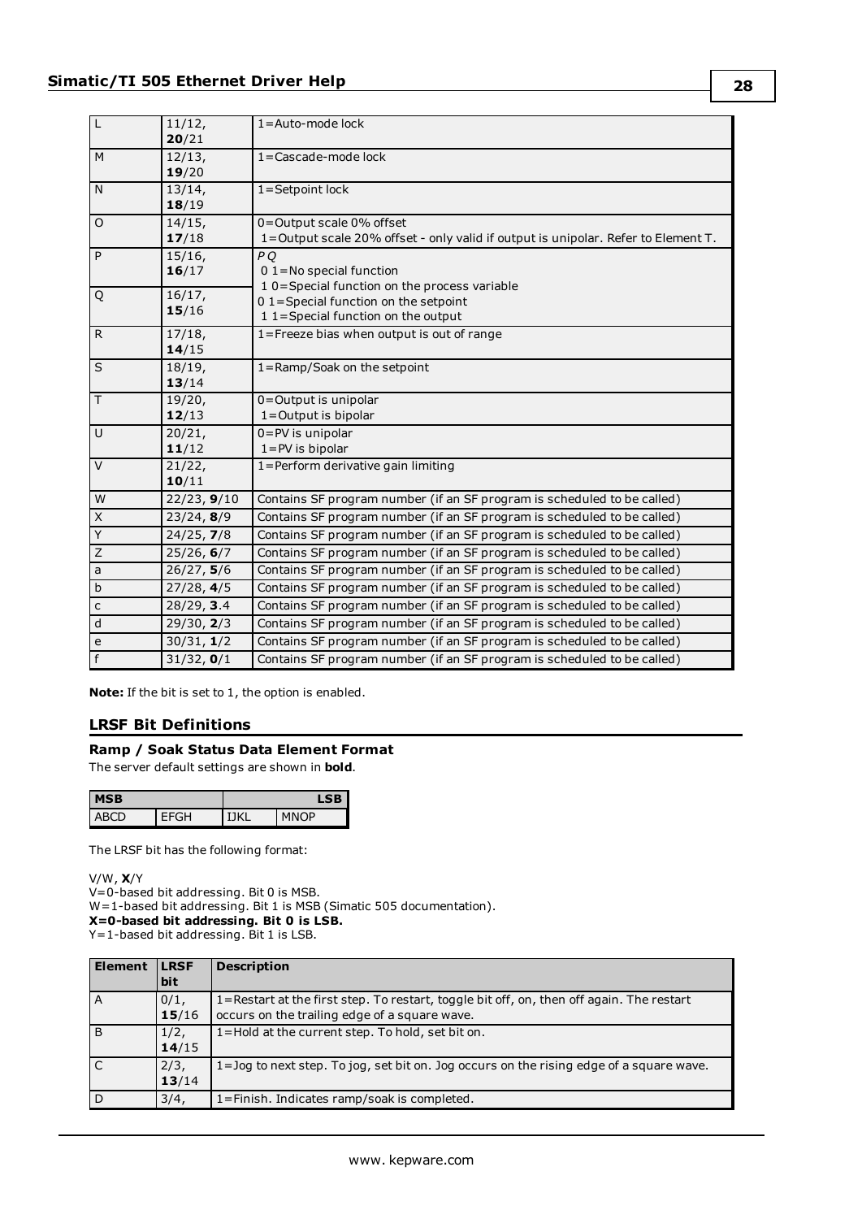| | | |
|---|---|---|
| L | 11/12, **20**/21 | 1=Auto-mode lock |
| M | 12/13, **19**/20 | 1=Cascade-mode lock |
| N | 13/14, **18**/19 | 1=Setpoint lock |
| O | 14/15, **17**/18 | 0=Output scale 0% offset<br>1=Output scale 20% offset - only valid if output is unipolar. Refer to Element T. |
| P | 15/16, **16**/17 | *P Q*<br>0 1=No special function<br>1 0=Special function on the process variable<br>0 1=Special function on the setpoint<br>1 1=Special function on the output |
| Q | 16/17, **15**/16 | |
| R | 17/18, **14**/15 | 1=Freeze bias when output is out of range |
| S | 18/19, **13**/14 | 1=Ramp/Soak on the setpoint |
| T | 19/20, **12**/13 | 0=Output is unipolar<br>1=Output is bipolar |
| U | 20/21, **11**/12 | 0=PV is unipolar<br>1=PV is bipolar |
| V | 21/22, **10**/11 | 1=Perform derivative gain limiting |
| W | 22/23, **9**/10 | Contains SF program number (if an SF program is scheduled to be called) |
| X | 23/24, **8**/9 | Contains SF program number (if an SF program is scheduled to be called) |
| Y | 24/25, **7**/8 | Contains SF program number (if an SF program is scheduled to be called) |
| Z | 25/26, **6**/7 | Contains SF program number (if an SF program is scheduled to be called) |
| a | 26/27, **5**/6 | Contains SF program number (if an SF program is scheduled to be called) |
| b | 27/28, **4**/5 | Contains SF program number (if an SF program is scheduled to be called) |
| c | 28/29, **3**.4 | Contains SF program number (if an SF program is scheduled to be called) |
| d | 29/30, **2**/3 | Contains SF program number (if an SF program is scheduled to be called) |
| e | 30/31, **1**/2 | Contains SF program number (if an SF program is scheduled to be called) |
| f | 31/32, **0**/1 | Contains SF program number (if an SF program is scheduled to be called) |

**Note:** If the bit is set to 1, the option is enabled.

## LRSF Bit Definitions

### Ramp / Soak Status Data Element Format

The server default settings are shown in **bold**.

| MSB | | | LSB |
|---|---|---|---|
| ABCD | EFGH | IJKL | MNOP |

The LRSF bit has the following format:

V/W, **X**/Y
V=0-based bit addressing. Bit 0 is MSB.
W=1-based bit addressing. Bit 1 is MSB (Simatic 505 documentation).
**X=0-based bit addressing. Bit 0 is LSB.**
Y=1-based bit addressing. Bit 1 is LSB.

| Element | LRSF bit | Description |
|---|---|---|
| A | 0/1, **15**/16 | 1=Restart at the first step. To restart, toggle bit off, on, then off again. The restart occurs on the trailing edge of a square wave. |
| B | 1/2, **14**/15 | 1=Hold at the current step. To hold, set bit on. |
| C | 2/3, **13**/14 | 1=Jog to next step. To jog, set bit on. Jog occurs on the rising edge of a square wave. |
| D | 3/4, | 1=Finish. Indicates ramp/soak is completed. |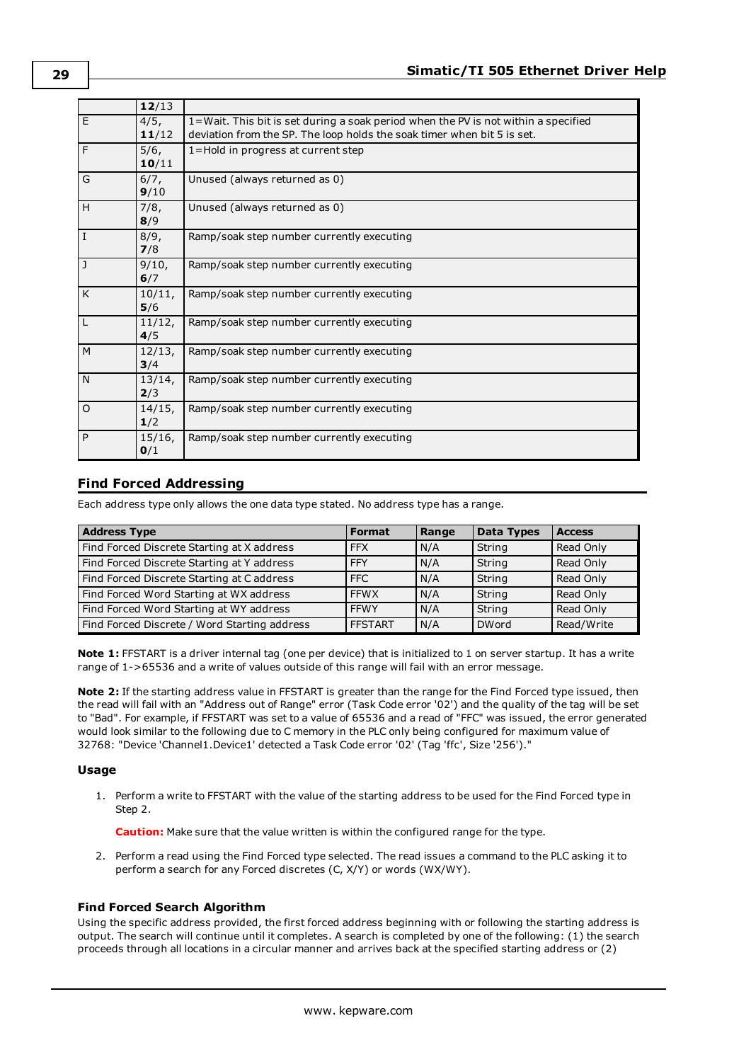| | **12**/13 | |
|---|---|---|
| E | 4/5, **11**/12 | 1=Wait. This bit is set during a soak period when the PV is not within a specified deviation from the SP. The loop holds the soak timer when bit 5 is set. |
| F | 5/6, **10**/11 | 1=Hold in progress at current step |
| G | 6/7, **9**/10 | Unused (always returned as 0) |
| H | 7/8, **8**/9 | Unused (always returned as 0) |
| I | 8/9, **7**/8 | Ramp/soak step number currently executing |
| J | 9/10, **6**/7 | Ramp/soak step number currently executing |
| K | 10/11, **5**/6 | Ramp/soak step number currently executing |
| L | 11/12, **4**/5 | Ramp/soak step number currently executing |
| M | 12/13, **3**/4 | Ramp/soak step number currently executing |
| N | 13/14, **2**/3 | Ramp/soak step number currently executing |
| O | 14/15, **1**/2 | Ramp/soak step number currently executing |
| P | 15/16, **0**/1 | Ramp/soak step number currently executing |

## Find Forced Addressing

Each address type only allows the one data type stated. No address type has a range.

| Address Type | Format | Range | Data Types | Access |
|---|---|---|---|---|
| Find Forced Discrete Starting at X address | FFX | N/A | String | Read Only |
| Find Forced Discrete Starting at Y address | FFY | N/A | String | Read Only |
| Find Forced Discrete Starting at C address | FFC | N/A | String | Read Only |
| Find Forced Word Starting at WX address | FFWX | N/A | String | Read Only |
| Find Forced Word Starting at WY address | FFWY | N/A | String | Read Only |
| Find Forced Discrete / Word Starting address | FFSTART | N/A | DWord | Read/Write |

**Note 1:** FFSTART is a driver internal tag (one per device) that is initialized to 1 on server startup. It has a write range of 1->65536 and a write of values outside of this range will fail with an error message.

**Note 2:** If the starting address value in FFSTART is greater than the range for the Find Forced type issued, then the read will fail with an "Address out of Range" error (Task Code error '02') and the quality of the tag will be set to "Bad". For example, if FFSTART was set to a value of 65536 and a read of "FFC" was issued, the error generated would look similar to the following due to C memory in the PLC only being configured for maximum value of 32768: "Device 'Channel1.Device1' detected a Task Code error '02' (Tag 'ffc', Size '256')."

### Usage

1. Perform a write to FFSTART with the value of the starting address to be used for the Find Forced type in Step 2.

   **Caution:** Make sure that the value written is within the configured range for the type.

2. Perform a read using the Find Forced type selected. The read issues a command to the PLC asking it to perform a search for any Forced discretes (C, X/Y) or words (WX/WY).

### Find Forced Search Algorithm

Using the specific address provided, the first forced address beginning with or following the starting address is output. The search will continue until it completes. A search is completed by one of the following: (1) the search proceeds through all locations in a circular manner and arrives back at the specified starting address or (2)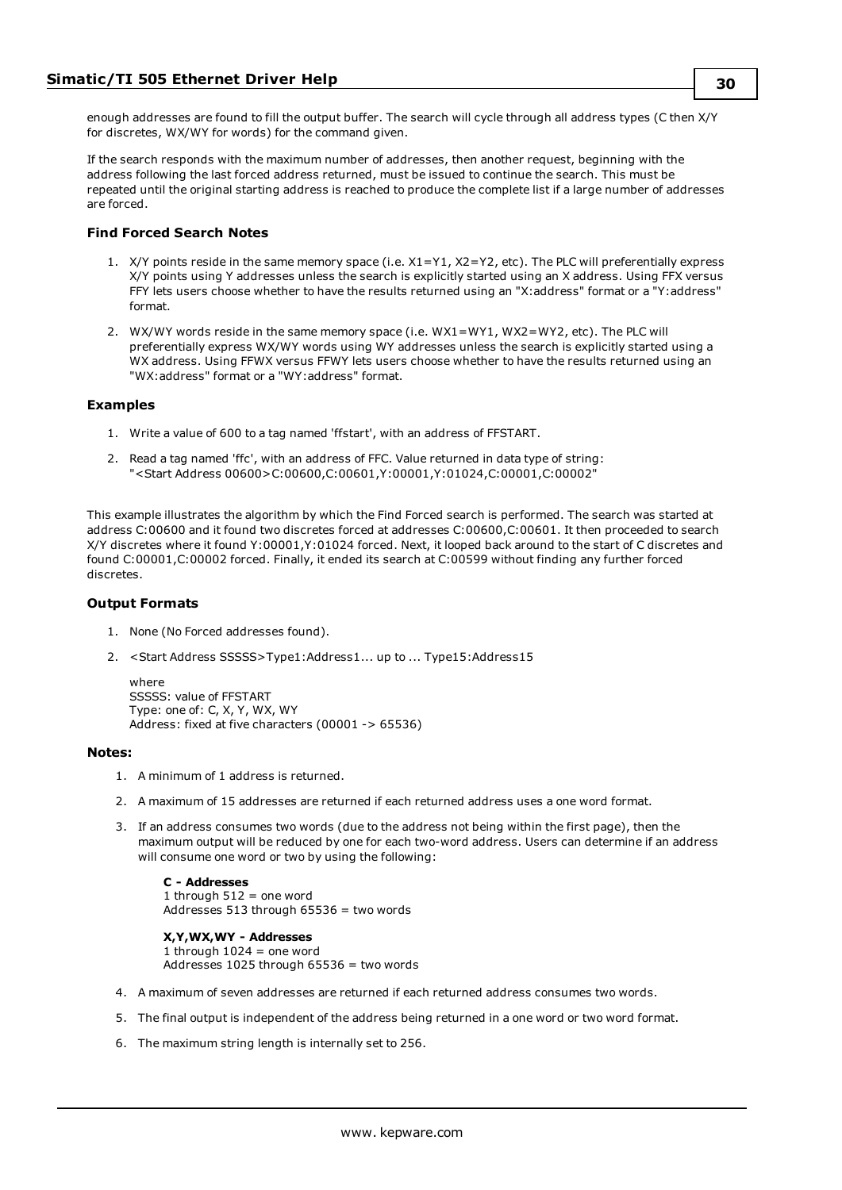enough addresses are found to fill the output buffer. The search will cycle through all address types (C then X/Y for discretes, WX/WY for words) for the command given.

If the search responds with the maximum number of addresses, then another request, beginning with the address following the last forced address returned, must be issued to continue the search. This must be repeated until the original starting address is reached to produce the complete list if a large number of addresses are forced.

### Find Forced Search Notes

1. X/Y points reside in the same memory space (i.e. X1=Y1, X2=Y2, etc). The PLC will preferentially express X/Y points using Y addresses unless the search is explicitly started using an X address. Using FFX versus FFY lets users choose whether to have the results returned using an "X:address" format or a "Y:address" format.
2. WX/WY words reside in the same memory space (i.e. WX1=WY1, WX2=WY2, etc). The PLC will preferentially express WX/WY words using WY addresses unless the search is explicitly started using a WX address. Using FFWX versus FFWY lets users choose whether to have the results returned using an "WX:address" format or a "WY:address" format.

### Examples

1. Write a value of 600 to a tag named 'ffstart', with an address of FFSTART.
2. Read a tag named 'ffc', with an address of FFC. Value returned in data type of string: "<Start Address 00600>C:00600,C:00601,Y:00001,Y:01024,C:00001,C:00002"

This example illustrates the algorithm by which the Find Forced search is performed. The search was started at address C:00600 and it found two discretes forced at addresses C:00600,C:00601. It then proceeded to search X/Y discretes where it found Y:00001,Y:01024 forced. Next, it looped back around to the start of C discretes and found C:00001,C:00002 forced. Finally, it ended its search at C:00599 without finding any further forced discretes.

### Output Formats

1. None (No Forced addresses found).
2. <Start Address SSSSS>Type1:Address1... up to ... Type15:Address15

   where
   SSSSS: value of FFSTART
   Type: one of: C, X, Y, WX, WY
   Address: fixed at five characters (00001 -> 65536)

### Notes:

1. A minimum of 1 address is returned.
2. A maximum of 15 addresses are returned if each returned address uses a one word format.
3. If an address consumes two words (due to the address not being within the first page), then the maximum output will be reduced by one for each two-word address. Users can determine if an address will consume one word or two by using the following:

   **C - Addresses**
   1 through 512 = one word
   Addresses 513 through 65536 = two words

   **X,Y,WX,WY - Addresses**
   1 through 1024 = one word
   Addresses 1025 through 65536 = two words

4. A maximum of seven addresses are returned if each returned address consumes two words.
5. The final output is independent of the address being returned in a one word or two word format.
6. The maximum string length is internally set to 256.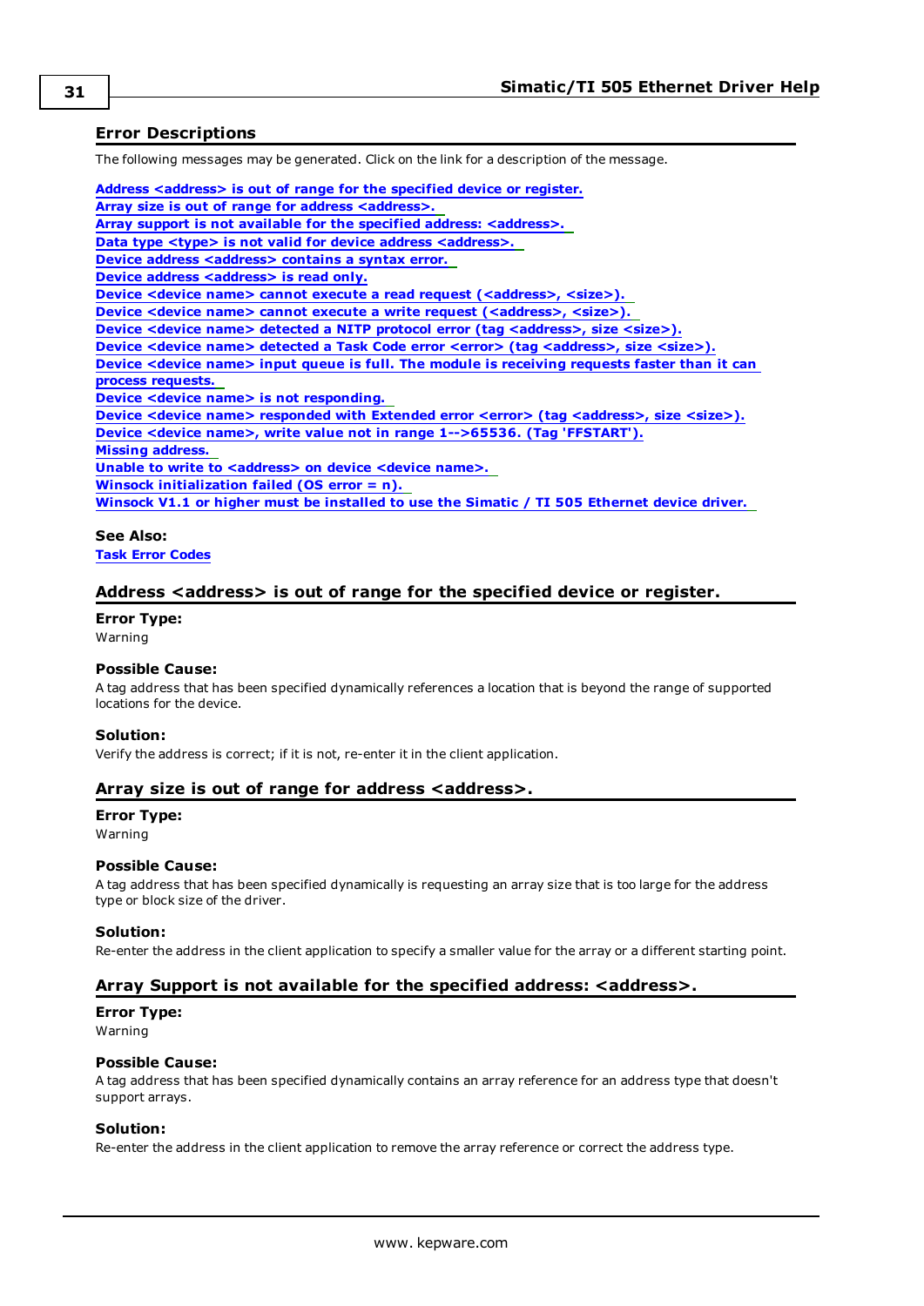## Error Descriptions

The following messages may be generated. Click on the link for a description of the message.

**Address <address> is out of range for the specified device or register.**
**Array size is out of range for address <address>.**
**Array support is not available for the specified address: <address>.**
**Data type <type> is not valid for device address <address>.**
**Device address <address> contains a syntax error.**
**Device address <address> is read only.**
**Device <device name> cannot execute a read request (<address>, <size>).**
**Device <device name> cannot execute a write request (<address>, <size>).**
**Device <device name> detected a NITP protocol error (tag <address>, size <size>).**
**Device <device name> detected a Task Code error <error> (tag <address>, size <size>).**
**Device <device name> input queue is full. The module is receiving requests faster than it can process requests.**
**Device <device name> is not responding.**
**Device <device name> responded with Extended error <error> (tag <address>, size <size>).**
**Device <device name>, write value not in range 1-->65536. (Tag 'FFSTART').**
**Missing address.**
**Unable to write to <address> on device <device name>.**
**Winsock initialization failed (OS error = n).**
**Winsock V1.1 or higher must be installed to use the Simatic / TI 505 Ethernet device driver.**

**See Also:**
**Task Error Codes**

### Address <address> is out of range for the specified device or register.

**Error Type:**
Warning

**Possible Cause:**
A tag address that has been specified dynamically references a location that is beyond the range of supported locations for the device.

**Solution:**
Verify the address is correct; if it is not, re-enter it in the client application.

### Array size is out of range for address <address>.

**Error Type:**
Warning

**Possible Cause:**
A tag address that has been specified dynamically is requesting an array size that is too large for the address type or block size of the driver.

**Solution:**
Re-enter the address in the client application to specify a smaller value for the array or a different starting point.

### Array Support is not available for the specified address: <address>.

**Error Type:**
Warning

**Possible Cause:**
A tag address that has been specified dynamically contains an array reference for an address type that doesn't support arrays.

**Solution:**
Re-enter the address in the client application to remove the array reference or correct the address type.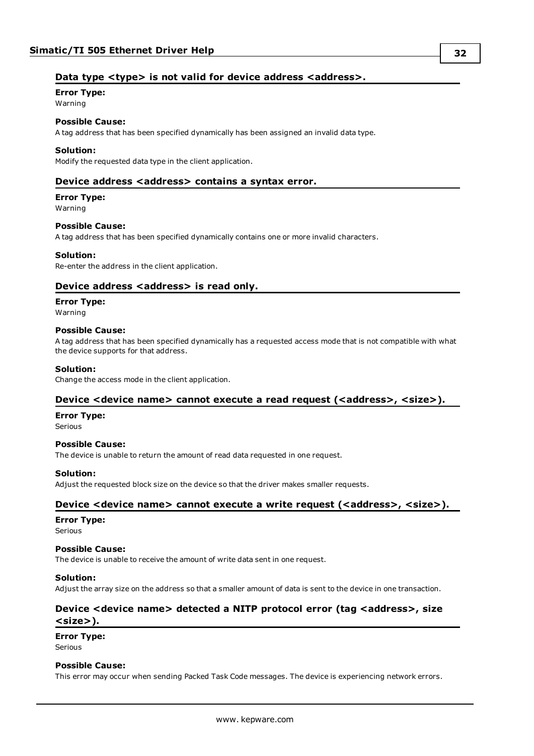### Data type <type> is not valid for device address <address>.

**Error Type:**
Warning

**Possible Cause:**
A tag address that has been specified dynamically has been assigned an invalid data type.

**Solution:**
Modify the requested data type in the client application.

### Device address <address> contains a syntax error.

**Error Type:**
Warning

**Possible Cause:**
A tag address that has been specified dynamically contains one or more invalid characters.

**Solution:**
Re-enter the address in the client application.

### Device address <address> is read only.

**Error Type:**
Warning

**Possible Cause:**
A tag address that has been specified dynamically has a requested access mode that is not compatible with what the device supports for that address.

**Solution:**
Change the access mode in the client application.

### Device <device name> cannot execute a read request (<address>, <size>).

**Error Type:**
Serious

**Possible Cause:**
The device is unable to return the amount of read data requested in one request.

**Solution:**
Adjust the requested block size on the device so that the driver makes smaller requests.

### Device <device name> cannot execute a write request (<address>, <size>).

**Error Type:**
Serious

**Possible Cause:**
The device is unable to receive the amount of write data sent in one request.

**Solution:**
Adjust the array size on the address so that a smaller amount of data is sent to the device in one transaction.

### Device <device name> detected a NITP protocol error (tag <address>, size <size>).

**Error Type:**
Serious

**Possible Cause:**
This error may occur when sending Packed Task Code messages. The device is experiencing network errors.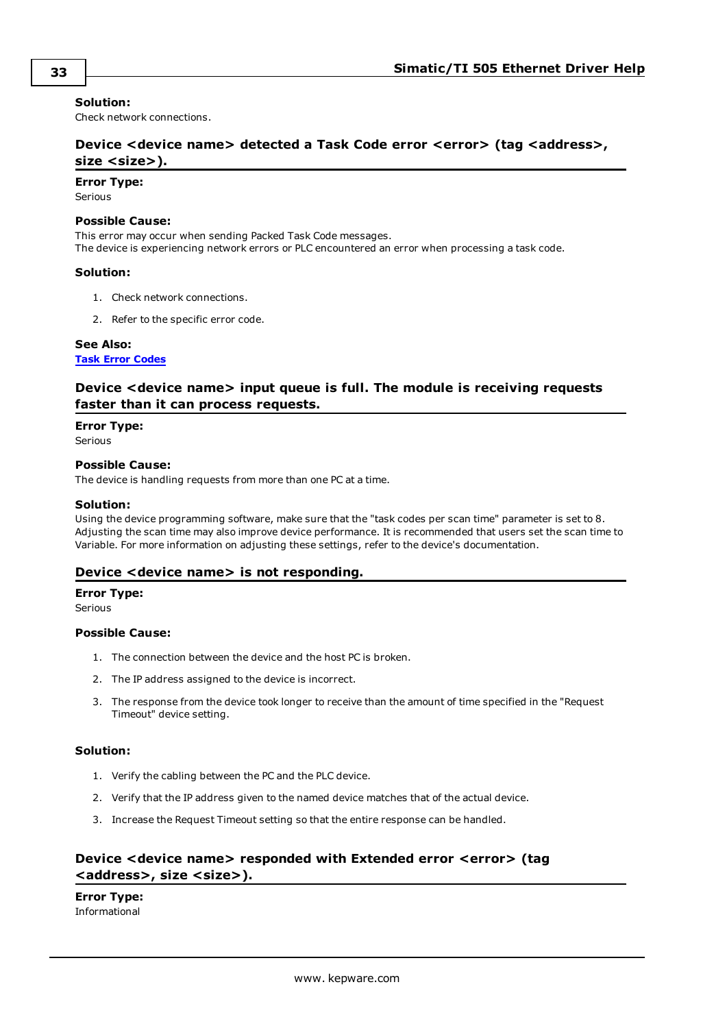**Solution:**
Check network connections.

### Device <device name> detected a Task Code error <error> (tag <address>, size <size>).

**Error Type:**
Serious

**Possible Cause:**
This error may occur when sending Packed Task Code messages.
The device is experiencing network errors or PLC encountered an error when processing a task code.

**Solution:**

1. Check network connections.
2. Refer to the specific error code.

**See Also:**
**Task Error Codes**

### Device <device name> input queue is full. The module is receiving requests faster than it can process requests.

**Error Type:**
Serious

**Possible Cause:**
The device is handling requests from more than one PC at a time.

**Solution:**
Using the device programming software, make sure that the "task codes per scan time" parameter is set to 8. Adjusting the scan time may also improve device performance. It is recommended that users set the scan time to Variable. For more information on adjusting these settings, refer to the device's documentation.

### Device <device name> is not responding.

**Error Type:**
Serious

**Possible Cause:**

1. The connection between the device and the host PC is broken.
2. The IP address assigned to the device is incorrect.
3. The response from the device took longer to receive than the amount of time specified in the "Request Timeout" device setting.

**Solution:**

1. Verify the cabling between the PC and the PLC device.
2. Verify that the IP address given to the named device matches that of the actual device.
3. Increase the Request Timeout setting so that the entire response can be handled.

### Device <device name> responded with Extended error <error> (tag <address>, size <size>).

**Error Type:**
Informational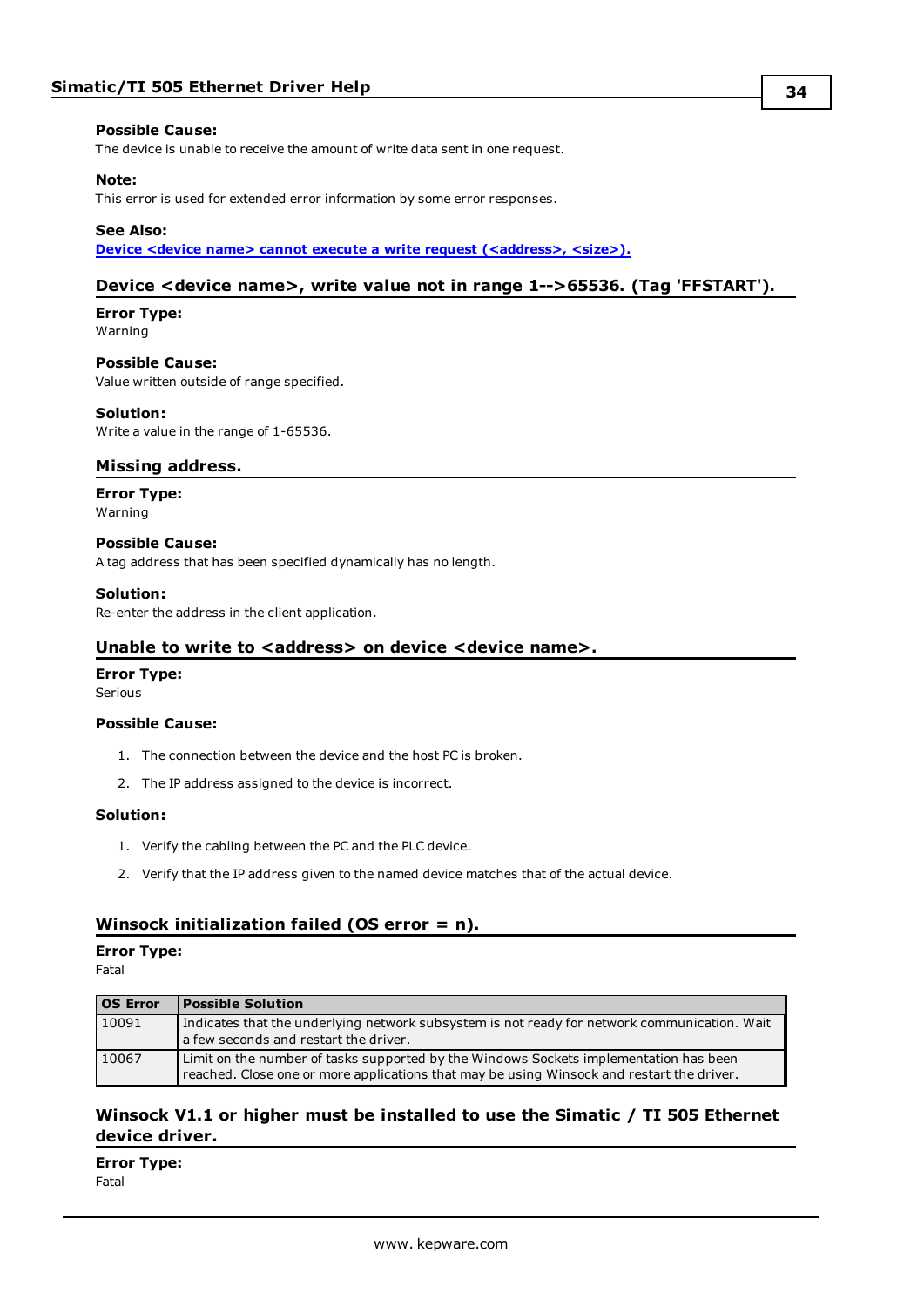**Possible Cause:**
The device is unable to receive the amount of write data sent in one request.

**Note:**
This error is used for extended error information by some error responses.

**See Also:**
[Device <device name> cannot execute a write request (<address>, <size>).]()

### Device <device name>, write value not in range 1-->65536. (Tag 'FFSTART').

**Error Type:**
Warning

**Possible Cause:**
Value written outside of range specified.

**Solution:**
Write a value in the range of 1-65536.

### Missing address.

**Error Type:**
Warning

**Possible Cause:**
A tag address that has been specified dynamically has no length.

**Solution:**
Re-enter the address in the client application.

### Unable to write to <address> on device <device name>.

**Error Type:**
Serious

**Possible Cause:**

1. The connection between the device and the host PC is broken.
2. The IP address assigned to the device is incorrect.

**Solution:**

1. Verify the cabling between the PC and the PLC device.
2. Verify that the IP address given to the named device matches that of the actual device.

### Winsock initialization failed (OS error = n).

**Error Type:**
Fatal

| OS Error | Possible Solution |
|---|---|
| 10091 | Indicates that the underlying network subsystem is not ready for network communication. Wait a few seconds and restart the driver. |
| 10067 | Limit on the number of tasks supported by the Windows Sockets implementation has been reached. Close one or more applications that may be using Winsock and restart the driver. |

### Winsock V1.1 or higher must be installed to use the Simatic / TI 505 Ethernet device driver.

**Error Type:**
Fatal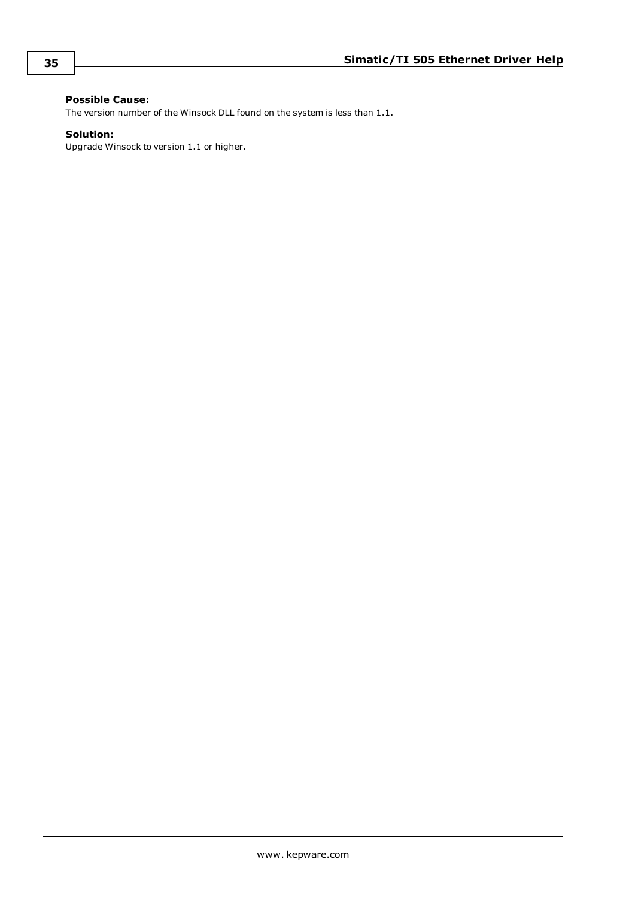**Possible Cause:**
The version number of the Winsock DLL found on the system is less than 1.1.

**Solution:**
Upgrade Winsock to version 1.1 or higher.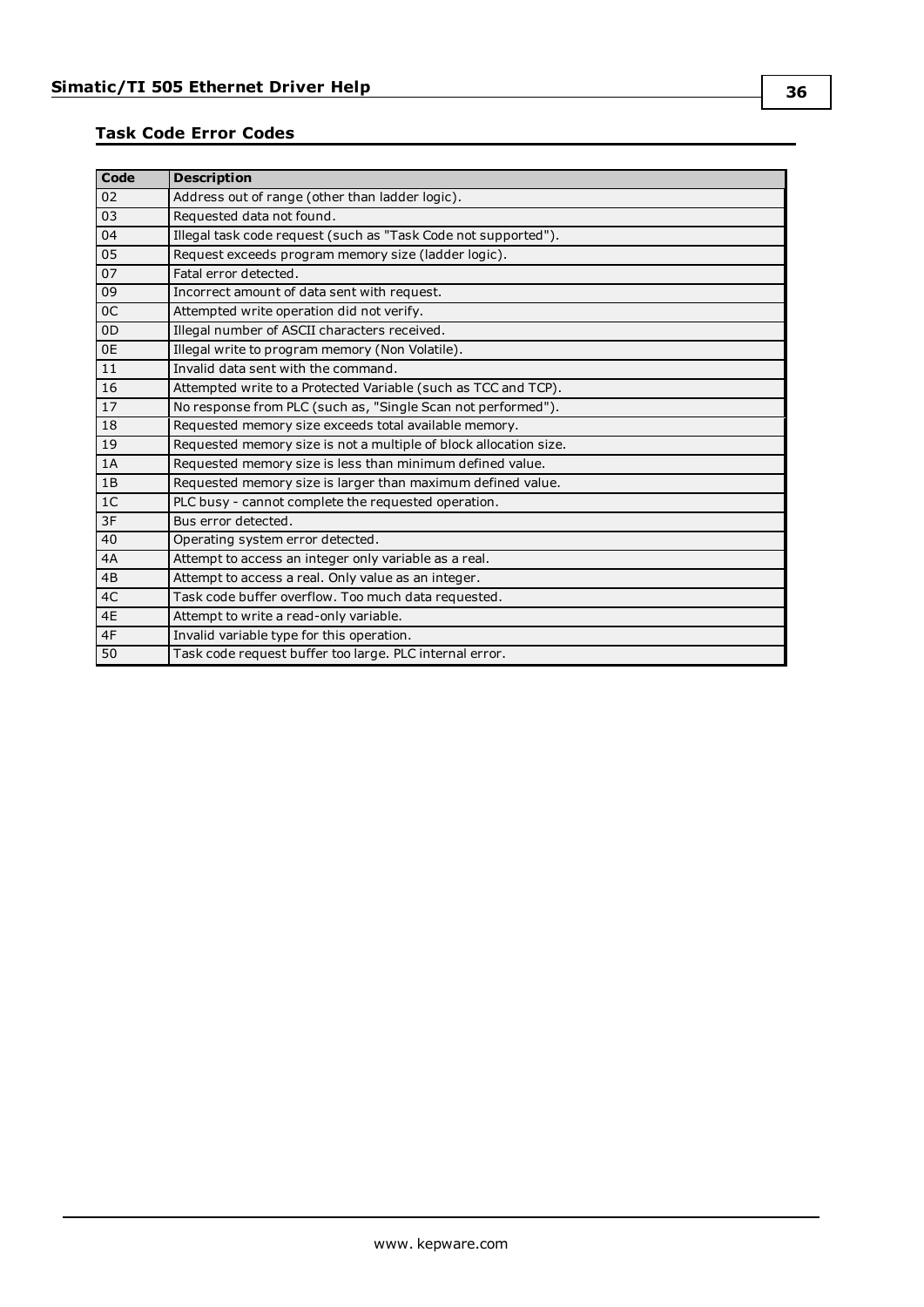## Task Code Error Codes

| Code | Description |
|---|---|
| 02 | Address out of range (other than ladder logic). |
| 03 | Requested data not found. |
| 04 | Illegal task code request (such as "Task Code not supported"). |
| 05 | Request exceeds program memory size (ladder logic). |
| 07 | Fatal error detected. |
| 09 | Incorrect amount of data sent with request. |
| 0C | Attempted write operation did not verify. |
| 0D | Illegal number of ASCII characters received. |
| 0E | Illegal write to program memory (Non Volatile). |
| 11 | Invalid data sent with the command. |
| 16 | Attempted write to a Protected Variable (such as TCC and TCP). |
| 17 | No response from PLC (such as, "Single Scan not performed"). |
| 18 | Requested memory size exceeds total available memory. |
| 19 | Requested memory size is not a multiple of block allocation size. |
| 1A | Requested memory size is less than minimum defined value. |
| 1B | Requested memory size is larger than maximum defined value. |
| 1C | PLC busy - cannot complete the requested operation. |
| 3F | Bus error detected. |
| 40 | Operating system error detected. |
| 4A | Attempt to access an integer only variable as a real. |
| 4B | Attempt to access a real. Only value as an integer. |
| 4C | Task code buffer overflow. Too much data requested. |
| 4E | Attempt to write a read-only variable. |
| 4F | Invalid variable type for this operation. |
| 50 | Task code request buffer too large. PLC internal error. |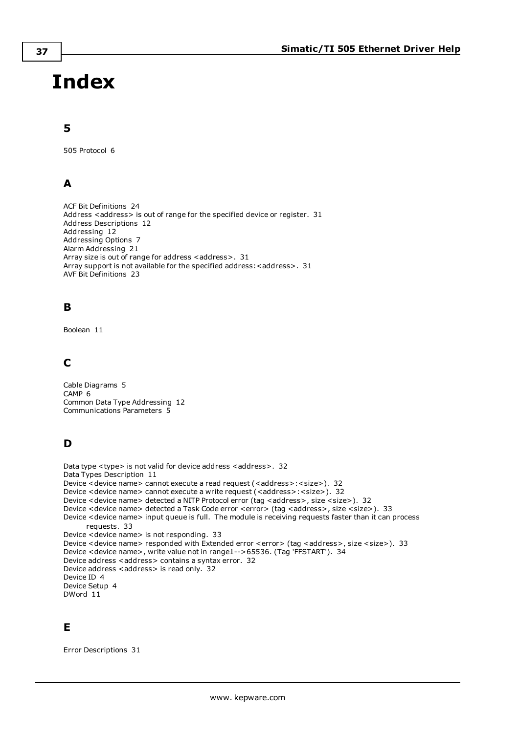# Index

## 5

505 Protocol 6

## A

ACF Bit Definitions 24
Address <address> is out of range for the specified device or register. 31
Address Descriptions 12
Addressing 12
Addressing Options 7
Alarm Addressing 21
Array size is out of range for address <address>. 31
Array support is not available for the specified address:<address>. 31
AVF Bit Definitions 23

## B

Boolean 11

## C

Cable Diagrams 5
CAMP 6
Common Data Type Addressing 12
Communications Parameters 5

## D

Data type <type> is not valid for device address <address>. 32
Data Types Description 11
Device <device name> cannot execute a read request (<address>:<size>). 32
Device <device name> cannot execute a write request (<address>:<size>). 32
Device <device name> detected a NITP Protocol error (tag <address>, size <size>). 32
Device <device name> detected a Task Code error <error> (tag <address>, size <size>). 33
Device <device name> input queue is full. The module is receiving requests faster than it can process requests. 33
Device <device name> is not responding. 33
Device <device name> responded with Extended error <error> (tag <address>, size <size>). 33
Device <device name>, write value not in range1-->65536. (Tag 'FFSTART'). 34
Device address <address> contains a syntax error. 32
Device address <address> is read only. 32
Device ID 4
Device Setup 4
DWord 11

## E

Error Descriptions 31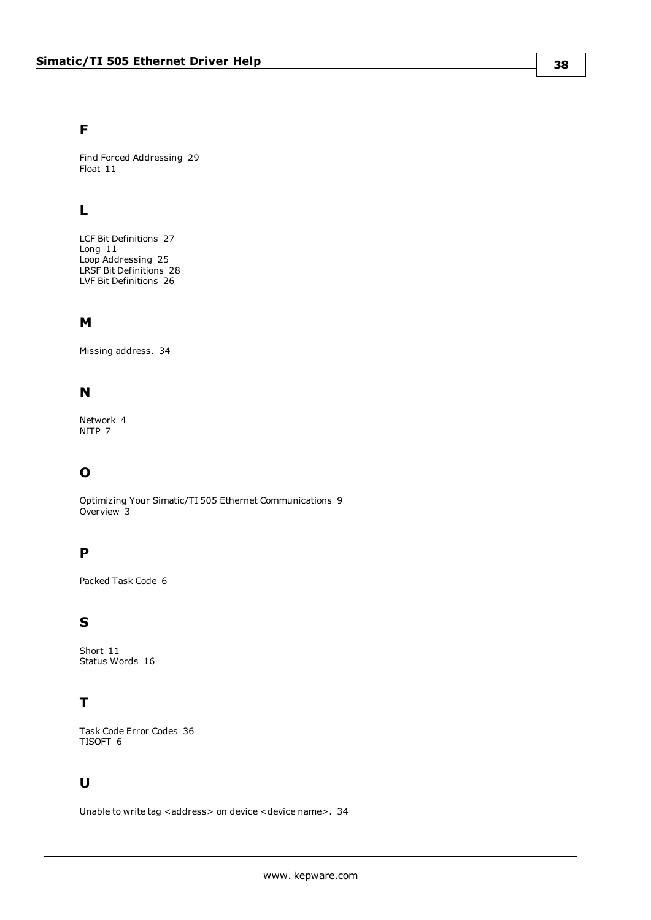## F

Find Forced Addressing 29
Float 11

## L

LCF Bit Definitions 27
Long 11
Loop Addressing 25
LRSF Bit Definitions 28
LVF Bit Definitions 26

## M

Missing address. 34

## N

Network 4
NITP 7

## O

Optimizing Your Simatic/TI 505 Ethernet Communications 9
Overview 3

## P

Packed Task Code 6

## S

Short 11
Status Words 16

## T

Task Code Error Codes 36
TISOFT 6

## U

Unable to write tag <address> on device <device name>. 34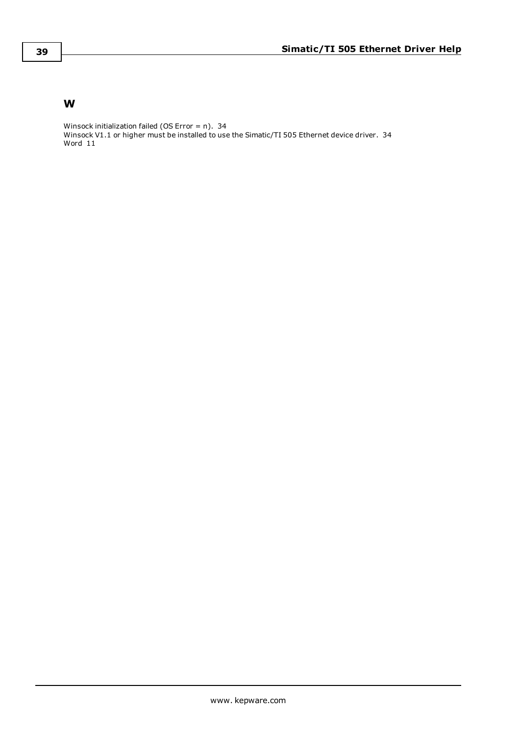## W

Winsock initialization failed (OS Error = n). 34
Winsock V1.1 or higher must be installed to use the Simatic/TI 505 Ethernet device driver. 34
Word 11